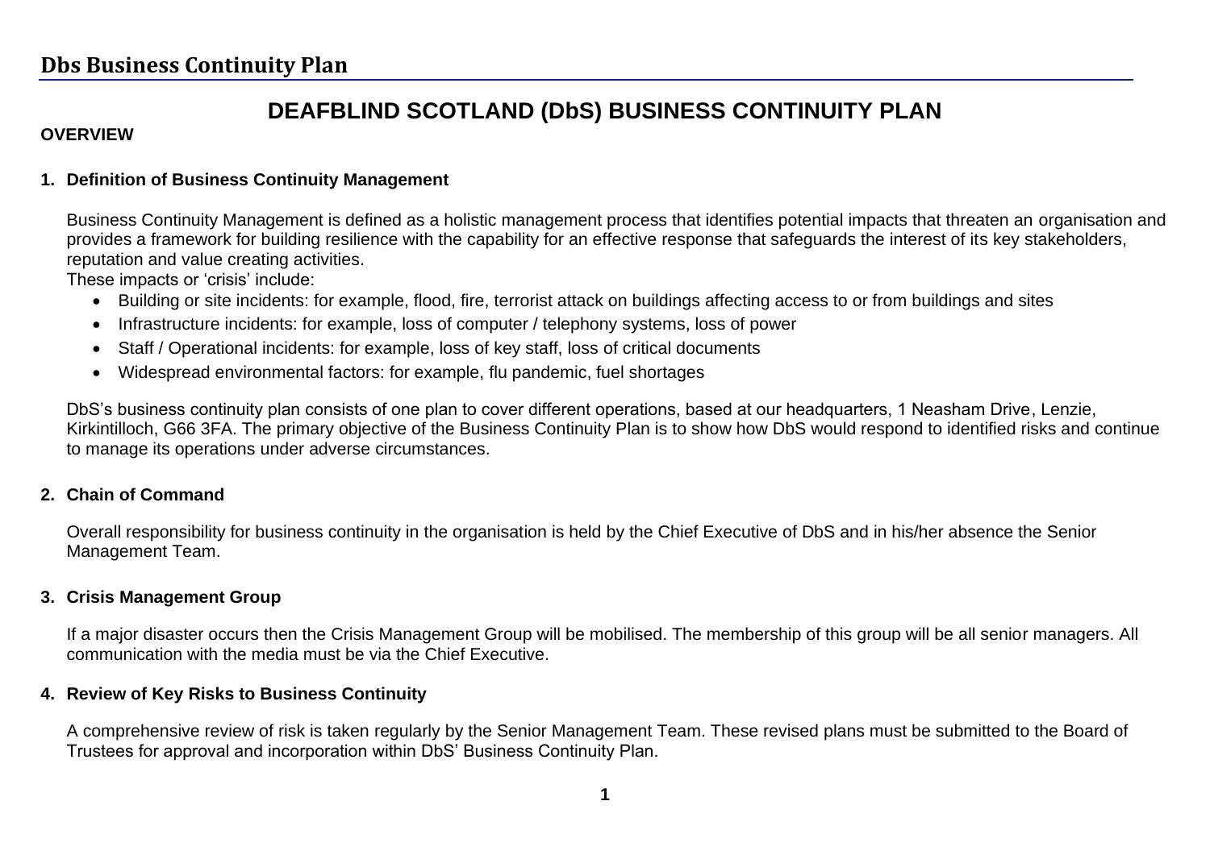# DEAFBLIND SCOTLAND (DbS) BUSINESS CONTINUITY PLAN

**OVERVIEW**

## 1. Definition of Business Continuity Management

Business Continuity Management is defined as a holistic management process that identifies potential impacts that threaten an organisation and provides a framework for building resilience with the capability for an effective response that safeguards the interest of its key stakeholders, reputation and value creating activities.

These impacts or 'crisis' include:

- Building or site incidents: for example, flood, fire, terrorist attack on buildings affecting access to or from buildings and sites
- Infrastructure incidents: for example, loss of computer / telephony systems, loss of power
- Staff / Operational incidents: for example, loss of key staff, loss of critical documents
- Widespread environmental factors: for example, flu pandemic, fuel shortages

DbS's business continuity plan consists of one plan to cover different operations, based at our headquarters, 1 Neasham Drive, Lenzie, Kirkintilloch, G66 3FA. The primary objective of the Business Continuity Plan is to show how DbS would respond to identified risks and continue to manage its operations under adverse circumstances.

## 2. Chain of Command

Overall responsibility for business continuity in the organisation is held by the Chief Executive of DbS and in his/her absence the Senior Management Team.

## 3. Crisis Management Group

If a major disaster occurs then the Crisis Management Group will be mobilised. The membership of this group will be all senior managers. All communication with the media must be via the Chief Executive.

## 4. Review of Key Risks to Business Continuity

A comprehensive review of risk is taken regularly by the Senior Management Team. These revised plans must be submitted to the Board of Trustees for approval and incorporation within DbS' Business Continuity Plan.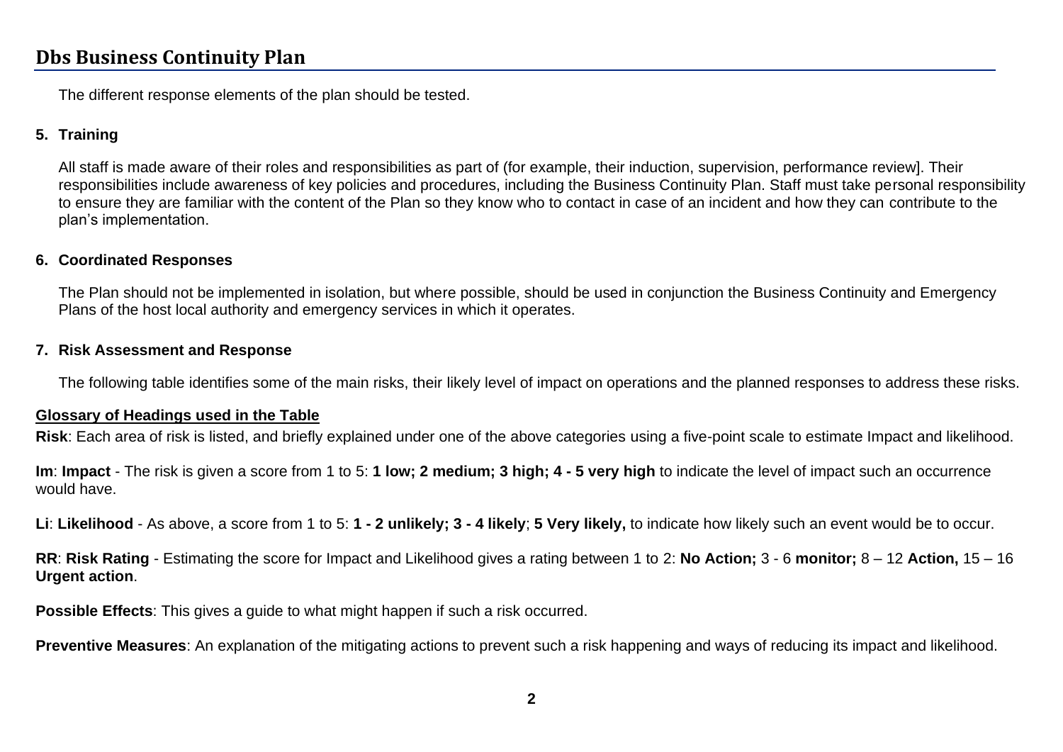The different response elements of the plan should be tested.

**5. Training**

All staff is made aware of their roles and responsibilities as part of (for example, their induction, supervision, performance review]. Their responsibilities include awareness of key policies and procedures, including the Business Continuity Plan. Staff must take personal responsibility to ensure they are familiar with the content of the Plan so they know who to contact in case of an incident and how they can contribute to the plan's implementation.

**6. Coordinated Responses**

The Plan should not be implemented in isolation, but where possible, should be used in conjunction the Business Continuity and Emergency Plans of the host local authority and emergency services in which it operates.

**7. Risk Assessment and Response**

The following table identifies some of the main risks, their likely level of impact on operations and the planned responses to address these risks.

**Glossary of Headings used in the Table**

**Risk**: Each area of risk is listed, and briefly explained under one of the above categories using a five-point scale to estimate Impact and likelihood.

**Im**: **Impact** - The risk is given a score from 1 to 5: **1 low; 2 medium; 3 high; 4 - 5 very high** to indicate the level of impact such an occurrence would have.

**Li**: **Likelihood** - As above, a score from 1 to 5: **1 - 2 unlikely; 3 - 4 likely**; **5 Very likely,** to indicate how likely such an event would be to occur.

**RR**: **Risk Rating** - Estimating the score for Impact and Likelihood gives a rating between 1 to 2: **No Action;** 3 - 6 **monitor;** 8 – 12 **Action,** 15 – 16 **Urgent action**.

**Possible Effects**: This gives a guide to what might happen if such a risk occurred.

**Preventive Measures**: An explanation of the mitigating actions to prevent such a risk happening and ways of reducing its impact and likelihood.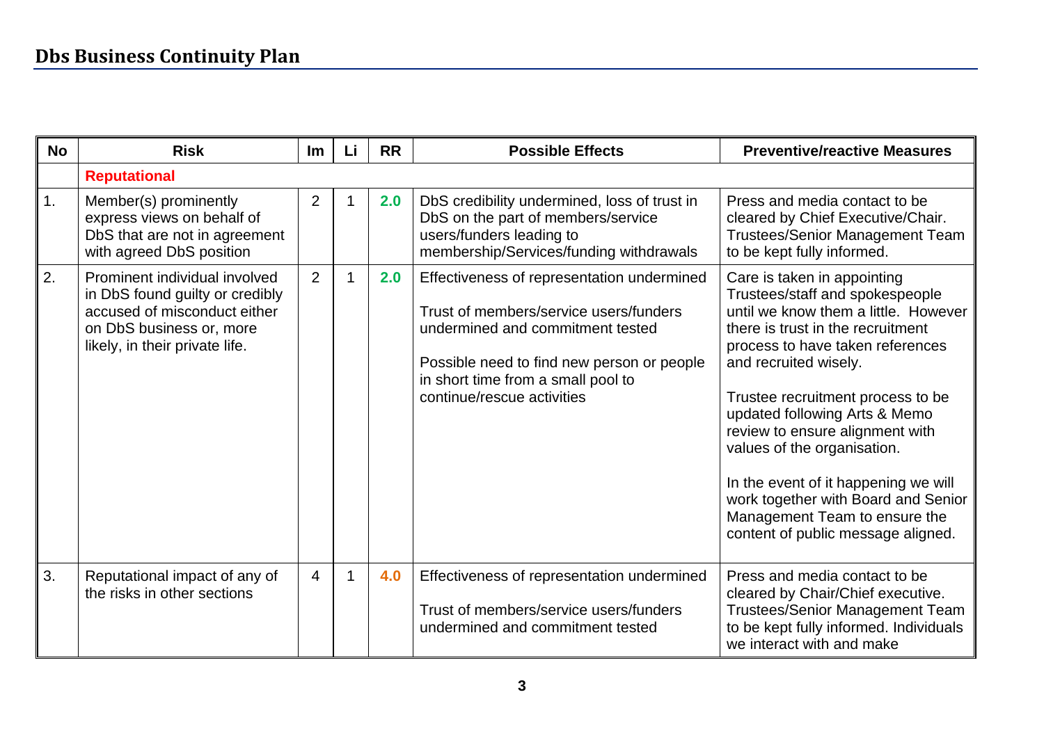| No | Risk | Im | Li | RR | Possible Effects | Preventive/reactive Measures |
|---|---|---|---|---|---|---|
| | **Reputational** | | | | | |
| 1. | Member(s) prominently express views on behalf of DbS that are not in agreement with agreed DbS position | 2 | 1 | **2.0** | DbS credibility undermined, loss of trust in DbS on the part of members/service users/funders leading to membership/Services/funding withdrawals | Press and media contact to be cleared by Chief Executive/Chair. Trustees/Senior Management Team to be kept fully informed. |
| 2. | Prominent individual involved in DbS found guilty or credibly accused of misconduct either on DbS business or, more likely, in their private life. | 2 | 1 | **2.0** | Effectiveness of representation undermined<br><br>Trust of members/service users/funders undermined and commitment tested<br><br>Possible need to find new person or people in short time from a small pool to continue/rescue activities | Care is taken in appointing Trustees/staff and spokespeople until we know them a little. However there is trust in the recruitment process to have taken references and recruited wisely.<br><br>Trustee recruitment process to be updated following Arts & Memo review to ensure alignment with values of the organisation.<br><br>In the event of it happening we will work together with Board and Senior Management Team to ensure the content of public message aligned. |
| 3. | Reputational impact of any of the risks in other sections | 4 | 1 | **4.0** | Effectiveness of representation undermined<br><br>Trust of members/service users/funders undermined and commitment tested | Press and media contact to be cleared by Chair/Chief executive. Trustees/Senior Management Team to be kept fully informed. Individuals we interact with and make |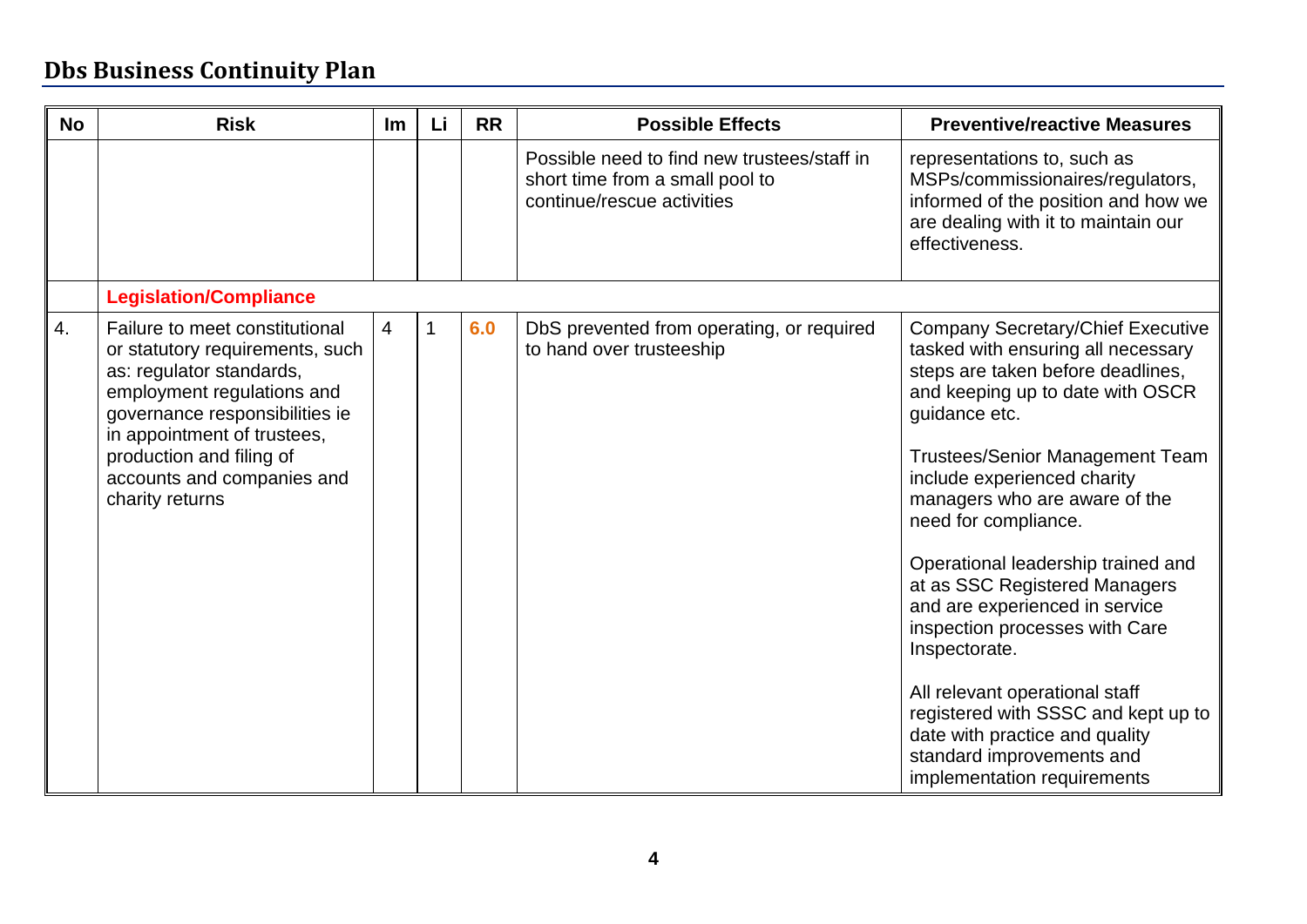## Dbs Business Continuity Plan

| No | Risk | Im | Li | RR | Possible Effects | Preventive/reactive Measures |
|---|---|---|---|---|---|---|
| | | | | | Possible need to find new trustees/staff in short time from a small pool to continue/rescue activities | representations to, such as MSPs/commissionaires/regulators, informed of the position and how we are dealing with it to maintain our effectiveness. |
| | **Legislation/Compliance** | | | | | |
| 4. | Failure to meet constitutional or statutory requirements, such as: regulator standards, employment regulations and governance responsibilities ie in appointment of trustees, production and filing of accounts and companies and charity returns | 4 | 1 | **6.0** | DbS prevented from operating, or required to hand over trusteeship | Company Secretary/Chief Executive tasked with ensuring all necessary steps are taken before deadlines, and keeping up to date with OSCR guidance etc.<br><br>Trustees/Senior Management Team include experienced charity managers who are aware of the need for compliance.<br><br>Operational leadership trained and at as SSC Registered Managers and are experienced in service inspection processes with Care Inspectorate.<br><br>All relevant operational staff registered with SSSC and kept up to date with practice and quality standard improvements and implementation requirements |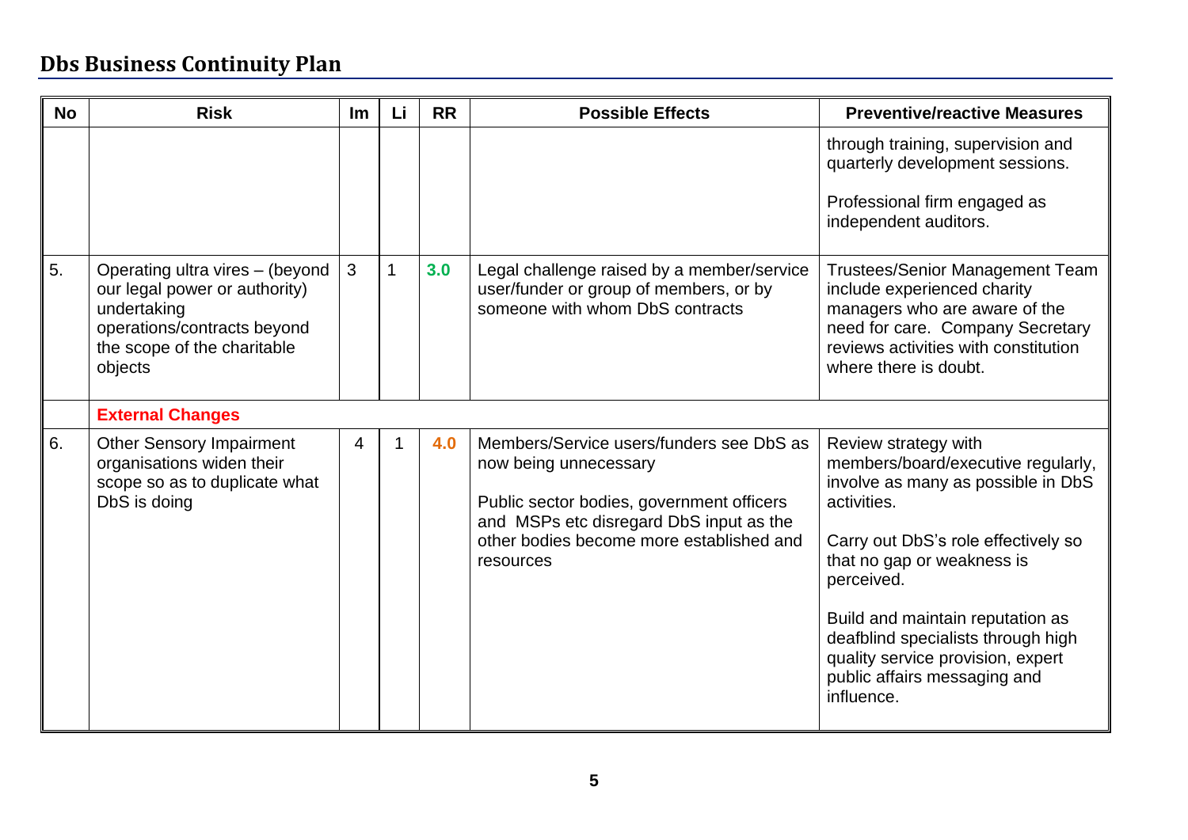## Dbs Business Continuity Plan

| No | Risk | Im | Li | RR | Possible Effects | Preventive/reactive Measures |
|---|---|---|---|---|---|---|
| | | | | | | through training, supervision and quarterly development sessions.<br><br>Professional firm engaged as independent auditors. |
| 5. | Operating ultra vires – (beyond our legal power or authority) undertaking operations/contracts beyond the scope of the charitable objects | 3 | 1 | **3.0** | Legal challenge raised by a member/service user/funder or group of members, or by someone with whom DbS contracts | Trustees/Senior Management Team include experienced charity managers who are aware of the need for care. Company Secretary reviews activities with constitution where there is doubt. |
| | **External Changes** | | | | | |
| 6. | Other Sensory Impairment organisations widen their scope so as to duplicate what DbS is doing | 4 | 1 | **4.0** | Members/Service users/funders see DbS as now being unnecessary<br><br>Public sector bodies, government officers and MSPs etc disregard DbS input as the other bodies become more established and resources | Review strategy with members/board/executive regularly, involve as many as possible in DbS activities.<br><br>Carry out DbS's role effectively so that no gap or weakness is perceived.<br><br>Build and maintain reputation as deafblind specialists through high quality service provision, expert public affairs messaging and influence. |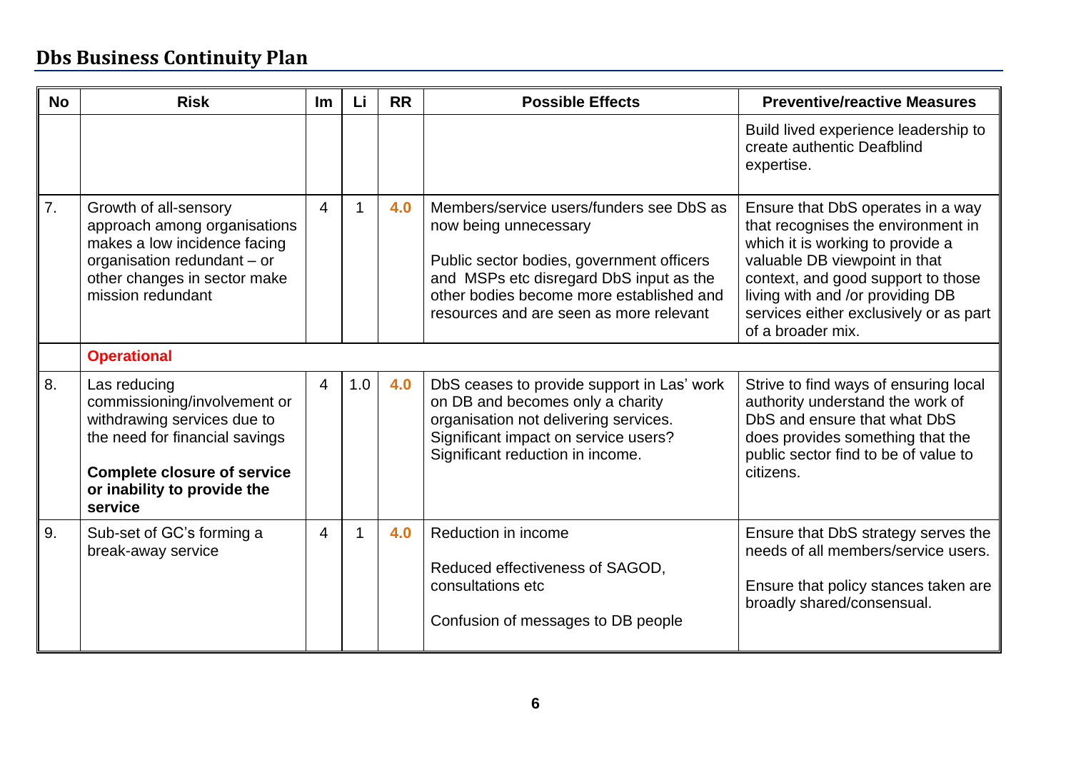## Dbs Business Continuity Plan

| No | Risk | Im | Li | RR | Possible Effects | Preventive/reactive Measures |
|---|---|---|---|---|---|---|
| | | | | | | Build lived experience leadership to create authentic Deafblind expertise. |
| 7. | Growth of all-sensory approach among organisations makes a low incidence facing organisation redundant – or other changes in sector make mission redundant | 4 | 1 | **4.0** | Members/service users/funders see DbS as now being unnecessary<br><br>Public sector bodies, government officers and MSPs etc disregard DbS input as the other bodies become more established and resources and are seen as more relevant | Ensure that DbS operates in a way that recognises the environment in which it is working to provide a valuable DB viewpoint in that context, and good support to those living with and /or providing DB services either exclusively or as part of a broader mix. |
| | **Operational** | | | | | |
| 8. | Las reducing commissioning/involvement or withdrawing services due to the need for financial savings<br><br>**Complete closure of service or inability to provide the service** | 4 | 1.0 | **4.0** | DbS ceases to provide support in Las' work on DB and becomes only a charity organisation not delivering services. Significant impact on service users? Significant reduction in income. | Strive to find ways of ensuring local authority understand the work of DbS and ensure that what DbS does provides something that the public sector find to be of value to citizens. |
| 9. | Sub-set of GC's forming a break-away service | 4 | 1 | **4.0** | Reduction in income<br><br>Reduced effectiveness of SAGOD, consultations etc<br><br>Confusion of messages to DB people | Ensure that DbS strategy serves the needs of all members/service users.<br><br>Ensure that policy stances taken are broadly shared/consensual. |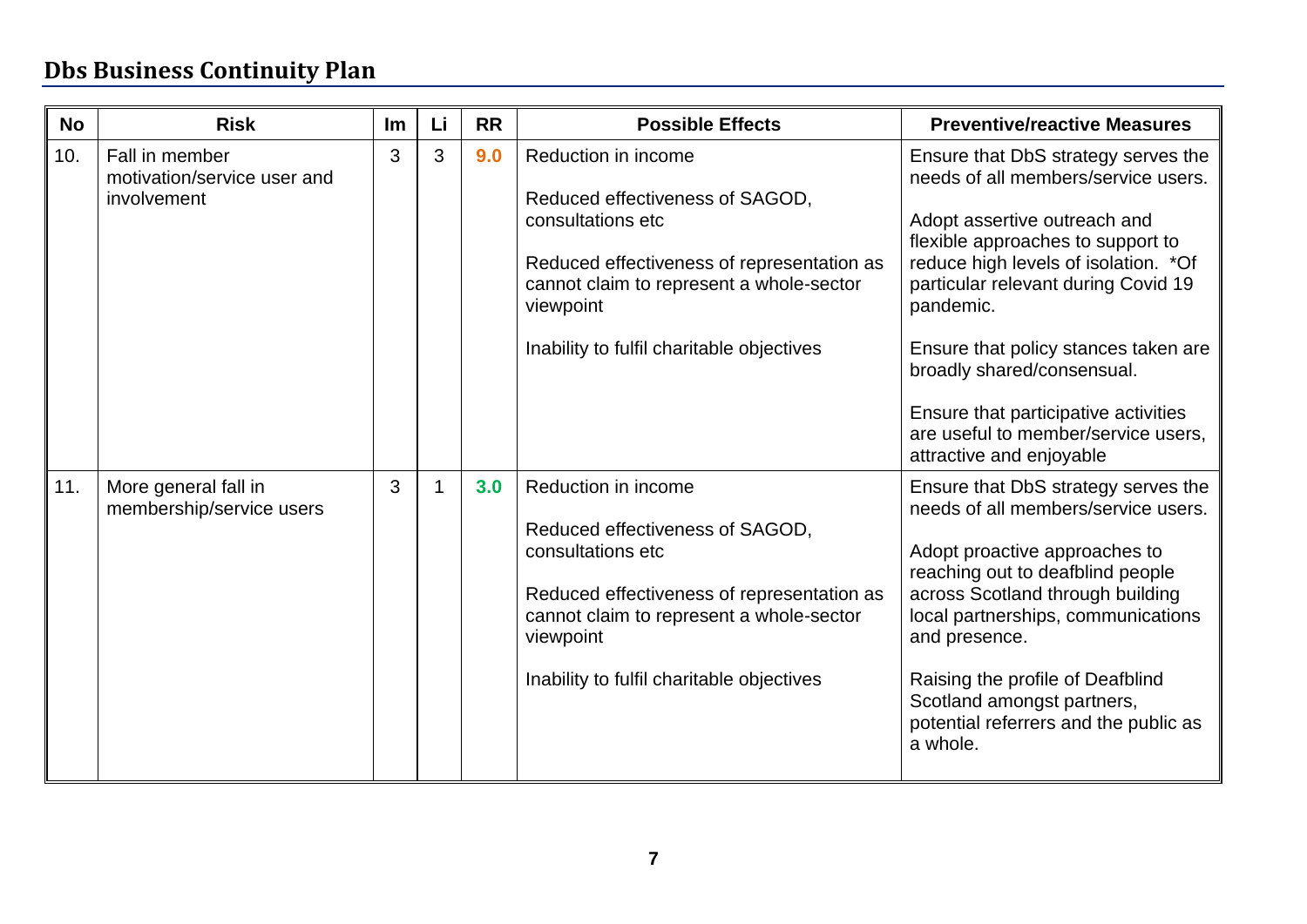## Dbs Business Continuity Plan

| No | Risk | Im | Li | RR | Possible Effects | Preventive/reactive Measures |
|---|---|---|---|---|---|---|
| 10. | Fall in member motivation/service user and involvement | 3 | 3 | 9.0 | Reduction in income<br><br>Reduced effectiveness of SAGOD, consultations etc<br><br>Reduced effectiveness of representation as cannot claim to represent a whole-sector viewpoint<br><br>Inability to fulfil charitable objectives | Ensure that DbS strategy serves the needs of all members/service users.<br><br>Adopt assertive outreach and flexible approaches to support to reduce high levels of isolation. *Of particular relevant during Covid 19 pandemic.<br><br>Ensure that policy stances taken are broadly shared/consensual.<br><br>Ensure that participative activities are useful to member/service users, attractive and enjoyable |
| 11. | More general fall in membership/service users | 3 | 1 | 3.0 | Reduction in income<br><br>Reduced effectiveness of SAGOD, consultations etc<br><br>Reduced effectiveness of representation as cannot claim to represent a whole-sector viewpoint<br><br>Inability to fulfil charitable objectives | Ensure that DbS strategy serves the needs of all members/service users.<br><br>Adopt proactive approaches to reaching out to deafblind people across Scotland through building local partnerships, communications and presence.<br><br>Raising the profile of Deafblind Scotland amongst partners, potential referrers and the public as a whole. |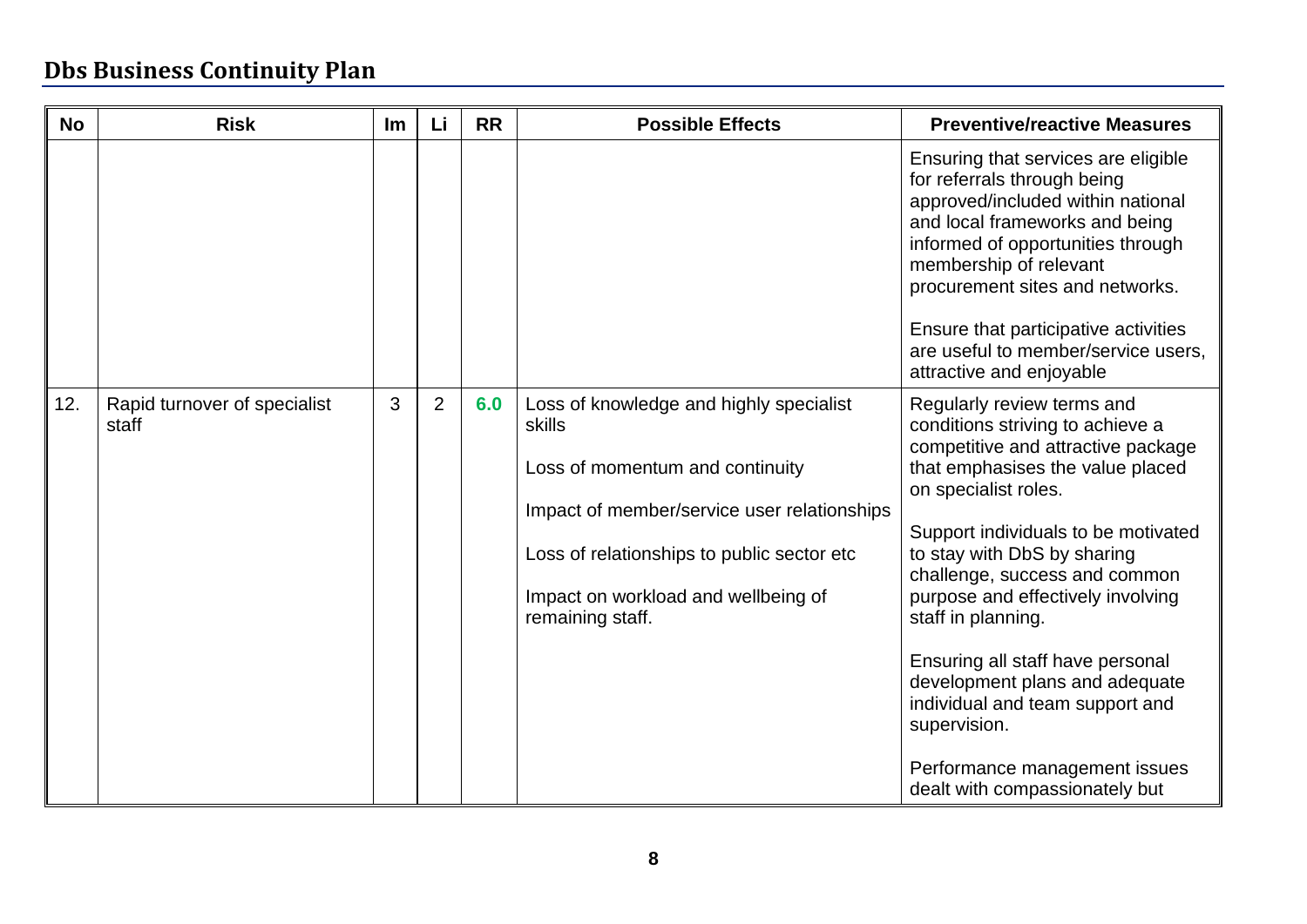## Dbs Business Continuity Plan

| No | Risk | Im | Li | RR | Possible Effects | Preventive/reactive Measures |
|---|---|---|---|---|---|---|
| | | | | | | Ensuring that services are eligible for referrals through being approved/included within national and local frameworks and being informed of opportunities through membership of relevant procurement sites and networks.<br><br>Ensure that participative activities are useful to member/service users, attractive and enjoyable |
| 12. | Rapid turnover of specialist staff | 3 | 2 | 6.0 | Loss of knowledge and highly specialist skills<br><br>Loss of momentum and continuity<br><br>Impact of member/service user relationships<br><br>Loss of relationships to public sector etc<br><br>Impact on workload and wellbeing of remaining staff. | Regularly review terms and conditions striving to achieve a competitive and attractive package that emphasises the value placed on specialist roles.<br><br>Support individuals to be motivated to stay with DbS by sharing challenge, success and common purpose and effectively involving staff in planning.<br><br>Ensuring all staff have personal development plans and adequate individual and team support and supervision.<br><br>Performance management issues dealt with compassionately but |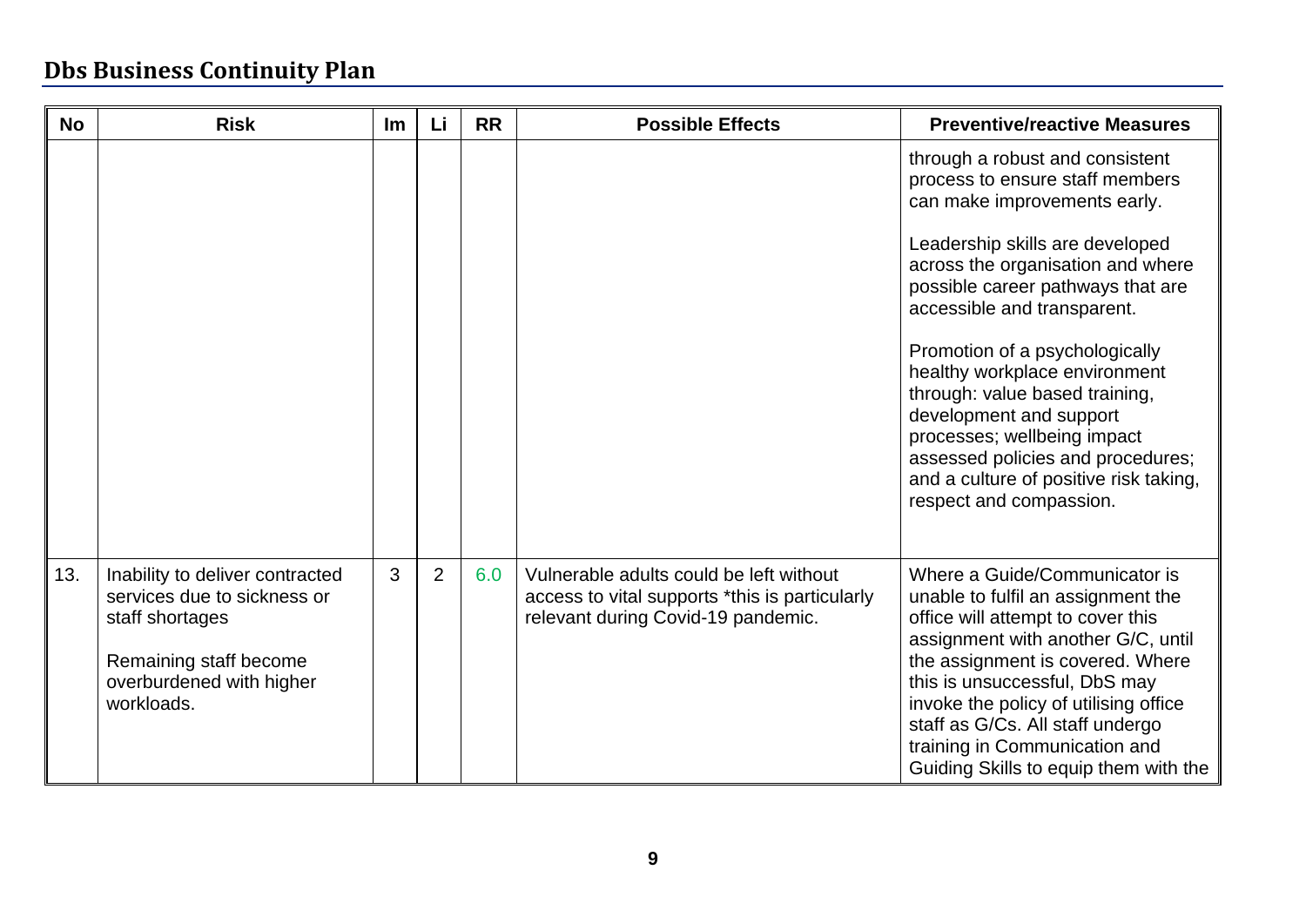## Dbs Business Continuity Plan

| No | Risk | Im | Li | RR | Possible Effects | Preventive/reactive Measures |
|---|---|---|---|---|---|---|
| | | | | | | through a robust and consistent process to ensure staff members can make improvements early.<br><br>Leadership skills are developed across the organisation and where possible career pathways that are accessible and transparent.<br><br>Promotion of a psychologically healthy workplace environment through: value based training, development and support processes; wellbeing impact assessed policies and procedures; and a culture of positive risk taking, respect and compassion. |
| 13. | Inability to deliver contracted services due to sickness or staff shortages<br><br>Remaining staff become overburdened with higher workloads. | 3 | 2 | 6.0 | Vulnerable adults could be left without access to vital supports *this is particularly relevant during Covid-19 pandemic. | Where a Guide/Communicator is unable to fulfil an assignment the office will attempt to cover this assignment with another G/C, until the assignment is covered. Where this is unsuccessful, DbS may invoke the policy of utilising office staff as G/Cs. All staff undergo training in Communication and Guiding Skills to equip them with the |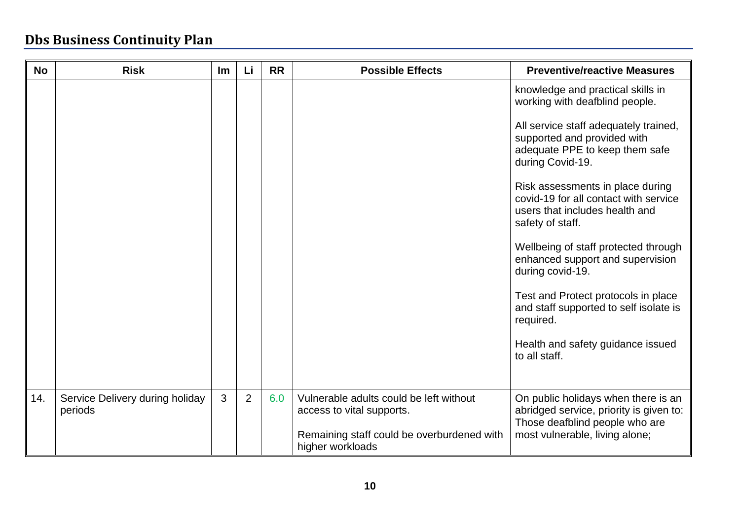## Dbs Business Continuity Plan

| No | Risk | Im | Li | RR | Possible Effects | Preventive/reactive Measures |
|---|---|---|---|---|---|---|
| | | | | | | knowledge and practical skills in working with deafblind people.<br><br>All service staff adequately trained, supported and provided with adequate PPE to keep them safe during Covid-19.<br><br>Risk assessments in place during covid-19 for all contact with service users that includes health and safety of staff.<br><br>Wellbeing of staff protected through enhanced support and supervision during covid-19.<br><br>Test and Protect protocols in place and staff supported to self isolate is required.<br><br>Health and safety guidance issued to all staff. |
| 14. | Service Delivery during holiday periods | 3 | 2 | 6.0 | Vulnerable adults could be left without access to vital supports.<br><br>Remaining staff could be overburdened with higher workloads | On public holidays when there is an abridged service, priority is given to: Those deafblind people who are most vulnerable, living alone; |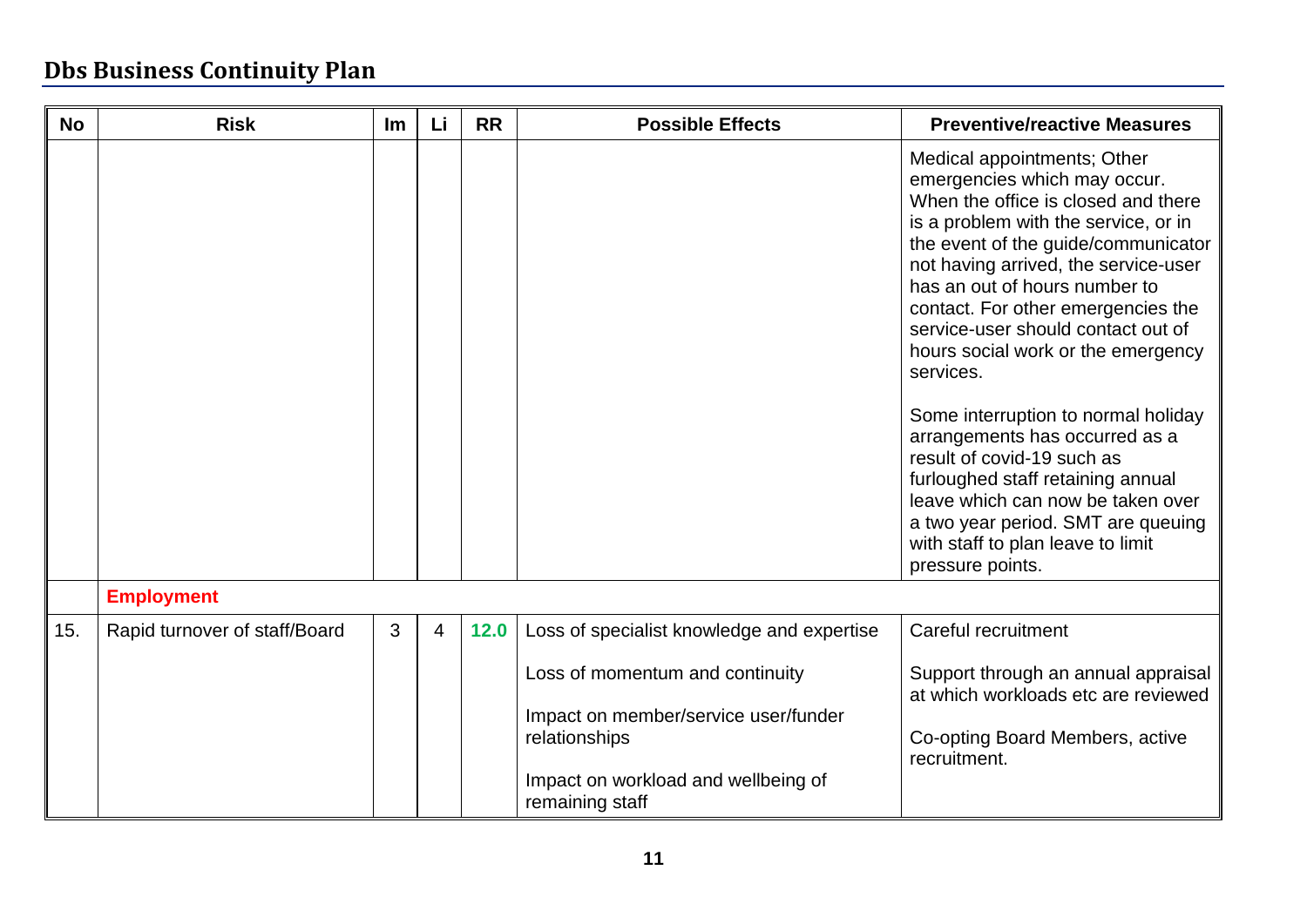## Dbs Business Continuity Plan

| No | Risk | Im | Li | RR | Possible Effects | Preventive/reactive Measures |
|---|---|---|---|---|---|---|
| | | | | | | Medical appointments; Other emergencies which may occur. When the office is closed and there is a problem with the service, or in the event of the guide/communicator not having arrived, the service-user has an out of hours number to contact. For other emergencies the service-user should contact out of hours social work or the emergency services.<br><br>Some interruption to normal holiday arrangements has occurred as a result of covid-19 such as furloughed staff retaining annual leave which can now be taken over a two year period. SMT are queuing with staff to plan leave to limit pressure points. |
| | **Employment** | | | | | |
| 15. | Rapid turnover of staff/Board | 3 | 4 | **12.0** | Loss of specialist knowledge and expertise<br><br>Loss of momentum and continuity<br><br>Impact on member/service user/funder relationships<br><br>Impact on workload and wellbeing of remaining staff | Careful recruitment<br><br>Support through an annual appraisal at which workloads etc are reviewed<br><br>Co-opting Board Members, active recruitment. |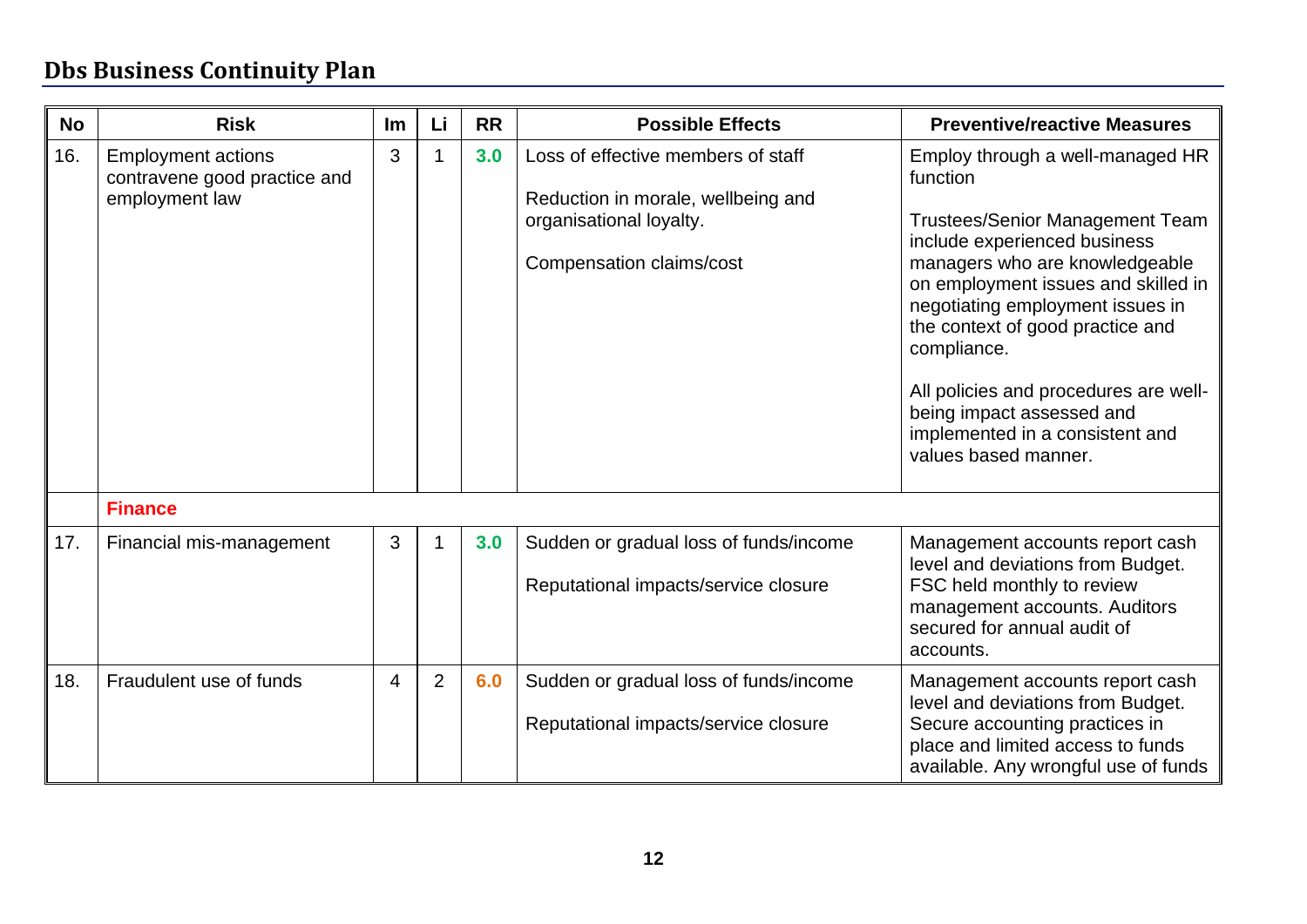## Dbs Business Continuity Plan

| No | Risk | Im | Li | RR | Possible Effects | Preventive/reactive Measures |
|---|---|---|---|---|---|---|
| 16. | Employment actions contravene good practice and employment law | 3 | 1 | **3.0** | Loss of effective members of staff<br><br>Reduction in morale, wellbeing and organisational loyalty.<br><br>Compensation claims/cost | Employ through a well-managed HR function<br><br>Trustees/Senior Management Team include experienced business managers who are knowledgeable on employment issues and skilled in negotiating employment issues in the context of good practice and compliance.<br><br>All policies and procedures are well-being impact assessed and implemented in a consistent and values based manner. |
| | **Finance** | | | | | |
| 17. | Financial mis-management | 3 | 1 | **3.0** | Sudden or gradual loss of funds/income<br><br>Reputational impacts/service closure | Management accounts report cash level and deviations from Budget. FSC held monthly to review management accounts. Auditors secured for annual audit of accounts. |
| 18. | Fraudulent use of funds | 4 | 2 | **6.0** | Sudden or gradual loss of funds/income<br><br>Reputational impacts/service closure | Management accounts report cash level and deviations from Budget. Secure accounting practices in place and limited access to funds available. Any wrongful use of funds |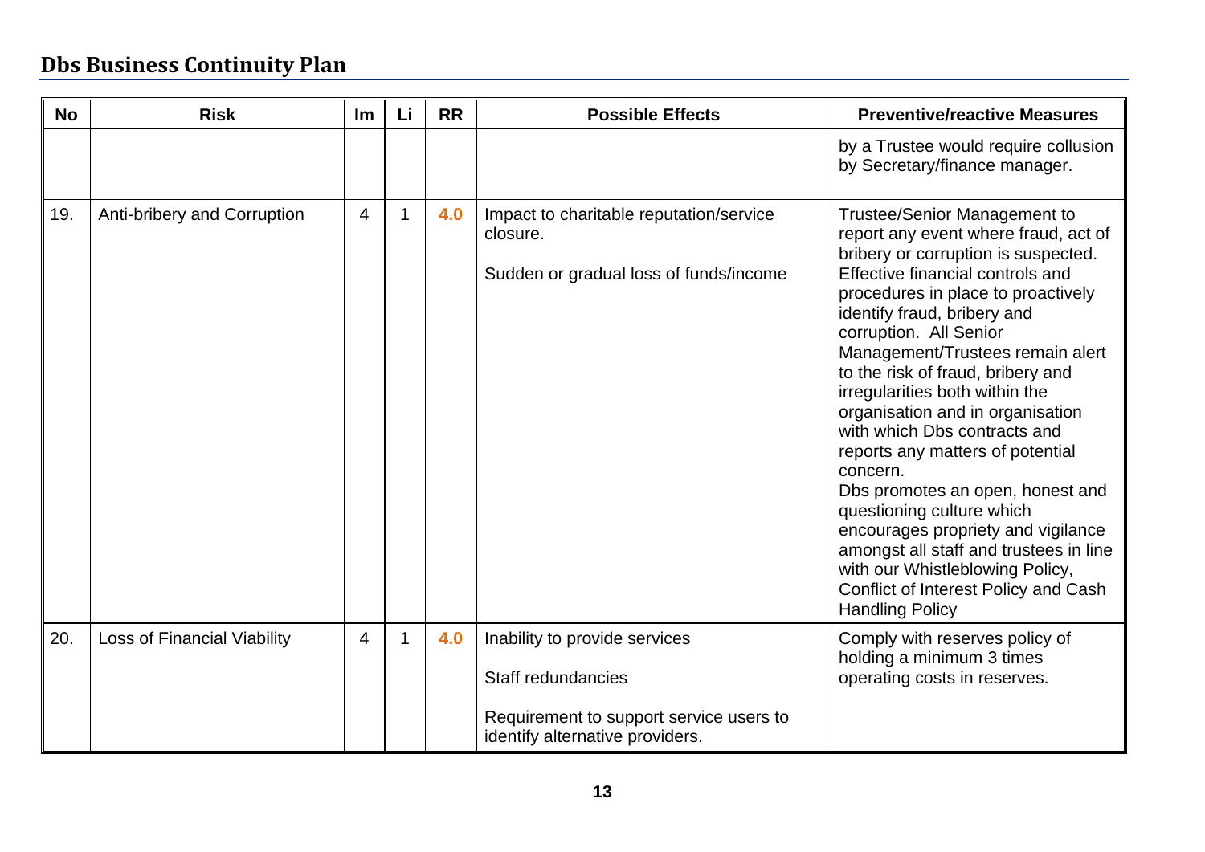## Dbs Business Continuity Plan

| No | Risk | Im | Li | RR | Possible Effects | Preventive/reactive Measures |
|---|---|---|---|---|---|---|
| | | | | | | by a Trustee would require collusion by Secretary/finance manager. |
| 19. | Anti-bribery and Corruption | 4 | 1 | **4.0** | Impact to charitable reputation/service closure.<br><br>Sudden or gradual loss of funds/income | Trustee/Senior Management to report any event where fraud, act of bribery or corruption is suspected. Effective financial controls and procedures in place to proactively identify fraud, bribery and corruption. All Senior Management/Trustees remain alert to the risk of fraud, bribery and irregularities both within the organisation and in organisation with which Dbs contracts and reports any matters of potential concern.<br>Dbs promotes an open, honest and questioning culture which encourages propriety and vigilance amongst all staff and trustees in line with our Whistleblowing Policy, Conflict of Interest Policy and Cash Handling Policy |
| 20. | Loss of Financial Viability | 4 | 1 | **4.0** | Inability to provide services<br><br>Staff redundancies<br><br>Requirement to support service users to identify alternative providers. | Comply with reserves policy of holding a minimum 3 times operating costs in reserves. |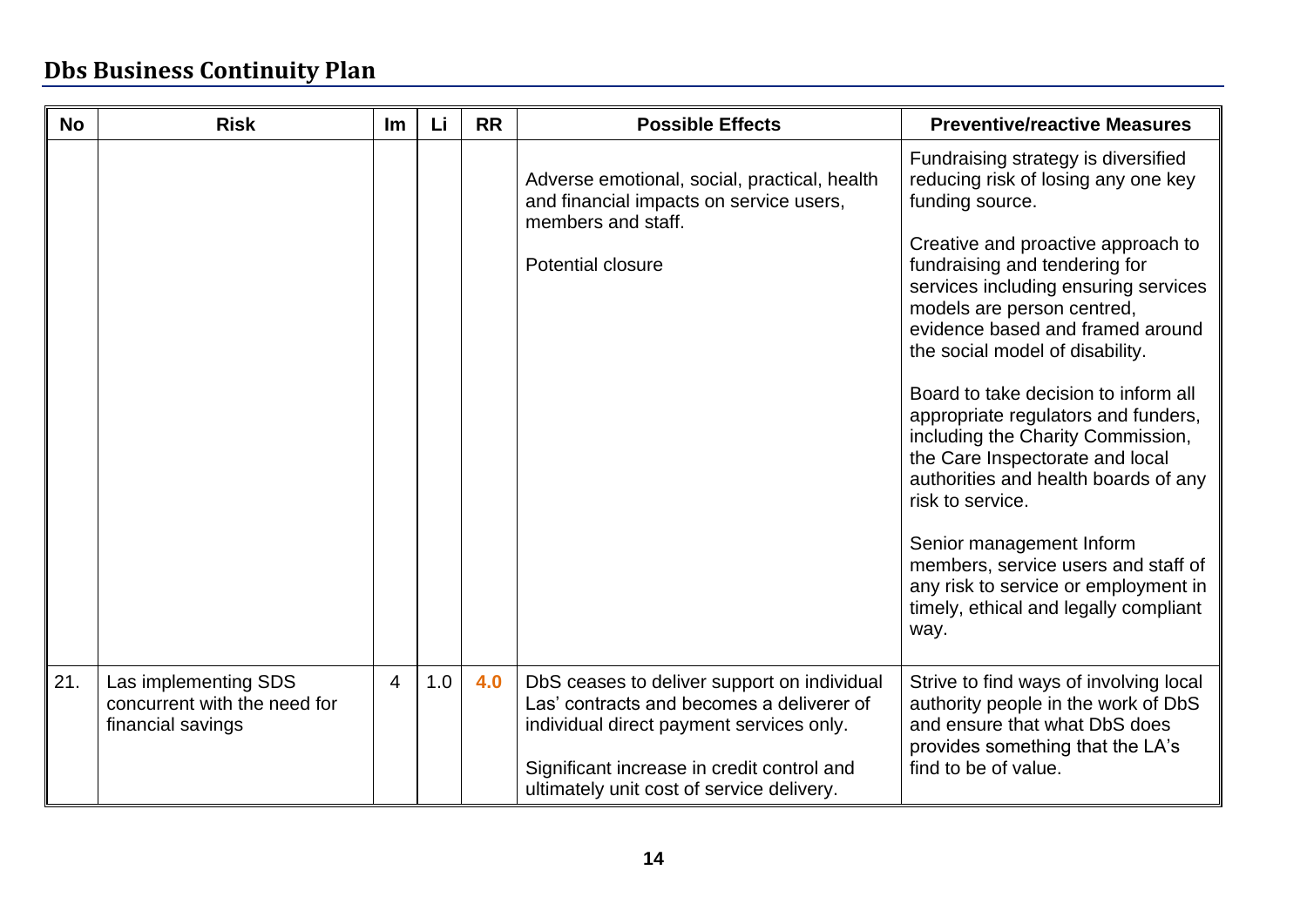## Dbs Business Continuity Plan

| No | Risk | Im | Li | RR | Possible Effects | Preventive/reactive Measures |
|---|---|---|---|---|---|---|
| | | | | | Adverse emotional, social, practical, health and financial impacts on service users, members and staff.<br><br>Potential closure | Fundraising strategy is diversified reducing risk of losing any one key funding source.<br><br>Creative and proactive approach to fundraising and tendering for services including ensuring services models are person centred, evidence based and framed around the social model of disability.<br><br>Board to take decision to inform all appropriate regulators and funders, including the Charity Commission, the Care Inspectorate and local authorities and health boards of any risk to service.<br><br>Senior management Inform members, service users and staff of any risk to service or employment in timely, ethical and legally compliant way. |
| 21. | Las implementing SDS concurrent with the need for financial savings | 4 | 1.0 | **4.0** | DbS ceases to deliver support on individual Las' contracts and becomes a deliverer of individual direct payment services only.<br><br>Significant increase in credit control and ultimately unit cost of service delivery. | Strive to find ways of involving local authority people in the work of DbS and ensure that what DbS does provides something that the LA's find to be of value. |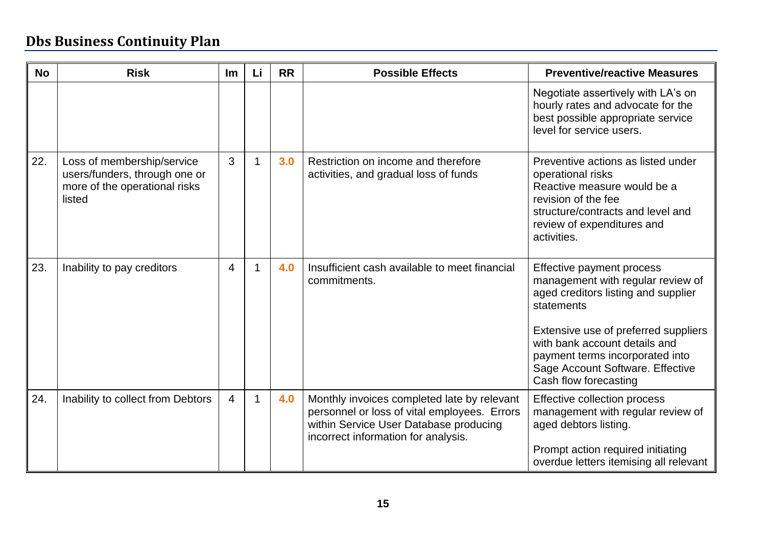## Dbs Business Continuity Plan

| No | Risk | Im | Li | RR | Possible Effects | Preventive/reactive Measures |
|---|---|---|---|---|---|---|
| | | | | | | Negotiate assertively with LA's on hourly rates and advocate for the best possible appropriate service level for service users. |
| 22. | Loss of membership/service users/funders, through one or more of the operational risks listed | 3 | 1 | **3.0** | Restriction on income and therefore activities, and gradual loss of funds | Preventive actions as listed under operational risks<br>Reactive measure would be a revision of the fee structure/contracts and level and review of expenditures and activities. |
| 23. | Inability to pay creditors | 4 | 1 | **4.0** | Insufficient cash available to meet financial commitments. | Effective payment process management with regular review of aged creditors listing and supplier statements<br><br>Extensive use of preferred suppliers with bank account details and payment terms incorporated into Sage Account Software. Effective Cash flow forecasting |
| 24. | Inability to collect from Debtors | 4 | 1 | **4.0** | Monthly invoices completed late by relevant personnel or loss of vital employees. Errors within Service User Database producing incorrect information for analysis. | Effective collection process management with regular review of aged debtors listing.<br><br>Prompt action required initiating overdue letters itemising all relevant |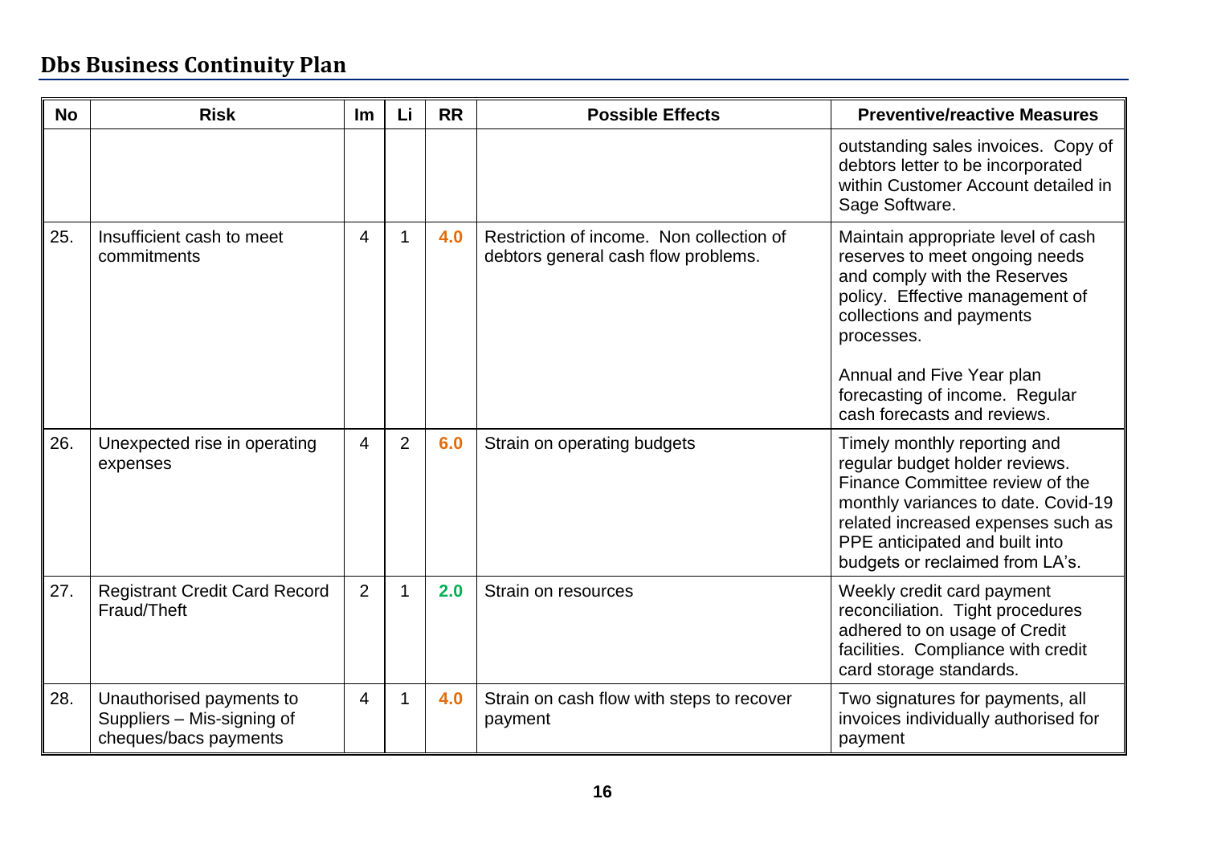## Dbs Business Continuity Plan

| No | Risk | Im | Li | RR | Possible Effects | Preventive/reactive Measures |
|---|---|---|---|---|---|---|
| | | | | | | outstanding sales invoices. Copy of debtors letter to be incorporated within Customer Account detailed in Sage Software. |
| 25. | Insufficient cash to meet commitments | 4 | 1 | **4.0** | Restriction of income. Non collection of debtors general cash flow problems. | Maintain appropriate level of cash reserves to meet ongoing needs and comply with the Reserves policy. Effective management of collections and payments processes.<br><br>Annual and Five Year plan forecasting of income. Regular cash forecasts and reviews. |
| 26. | Unexpected rise in operating expenses | 4 | 2 | **6.0** | Strain on operating budgets | Timely monthly reporting and regular budget holder reviews. Finance Committee review of the monthly variances to date. Covid-19 related increased expenses such as PPE anticipated and built into budgets or reclaimed from LA's. |
| 27. | Registrant Credit Card Record Fraud/Theft | 2 | 1 | **2.0** | Strain on resources | Weekly credit card payment reconciliation. Tight procedures adhered to on usage of Credit facilities. Compliance with credit card storage standards. |
| 28. | Unauthorised payments to Suppliers – Mis-signing of cheques/bacs payments | 4 | 1 | **4.0** | Strain on cash flow with steps to recover payment | Two signatures for payments, all invoices individually authorised for payment |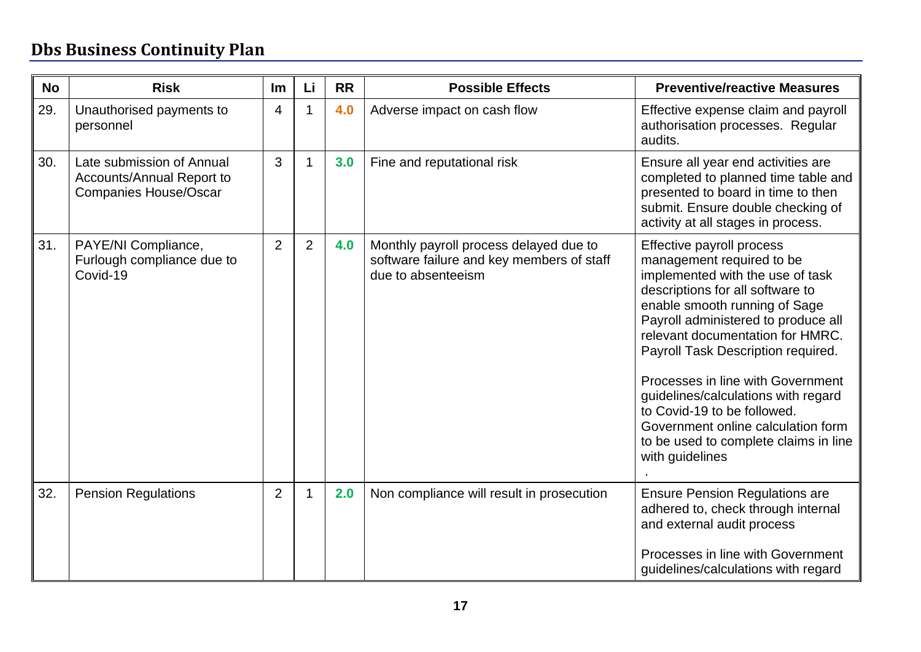## Dbs Business Continuity Plan

| No | Risk | Im | Li | RR | Possible Effects | Preventive/reactive Measures |
|---|---|---|---|---|---|---|
| 29. | Unauthorised payments to personnel | 4 | 1 | 4.0 | Adverse impact on cash flow | Effective expense claim and payroll authorisation processes. Regular audits. |
| 30. | Late submission of Annual Accounts/Annual Report to Companies House/Oscar | 3 | 1 | 3.0 | Fine and reputational risk | Ensure all year end activities are completed to planned time table and presented to board in time to then submit. Ensure double checking of activity at all stages in process. |
| 31. | PAYE/NI Compliance, Furlough compliance due to Covid-19 | 2 | 2 | 4.0 | Monthly payroll process delayed due to software failure and key members of staff due to absenteeism | Effective payroll process management required to be implemented with the use of task descriptions for all software to enable smooth running of Sage Payroll administered to produce all relevant documentation for HMRC. Payroll Task Description required.<br><br>Processes in line with Government guidelines/calculations with regard to Covid-19 to be followed. Government online calculation form to be used to complete claims in line with guidelines<br>. |
| 32. | Pension Regulations | 2 | 1 | 2.0 | Non compliance will result in prosecution | Ensure Pension Regulations are adhered to, check through internal and external audit process<br><br>Processes in line with Government guidelines/calculations with regard |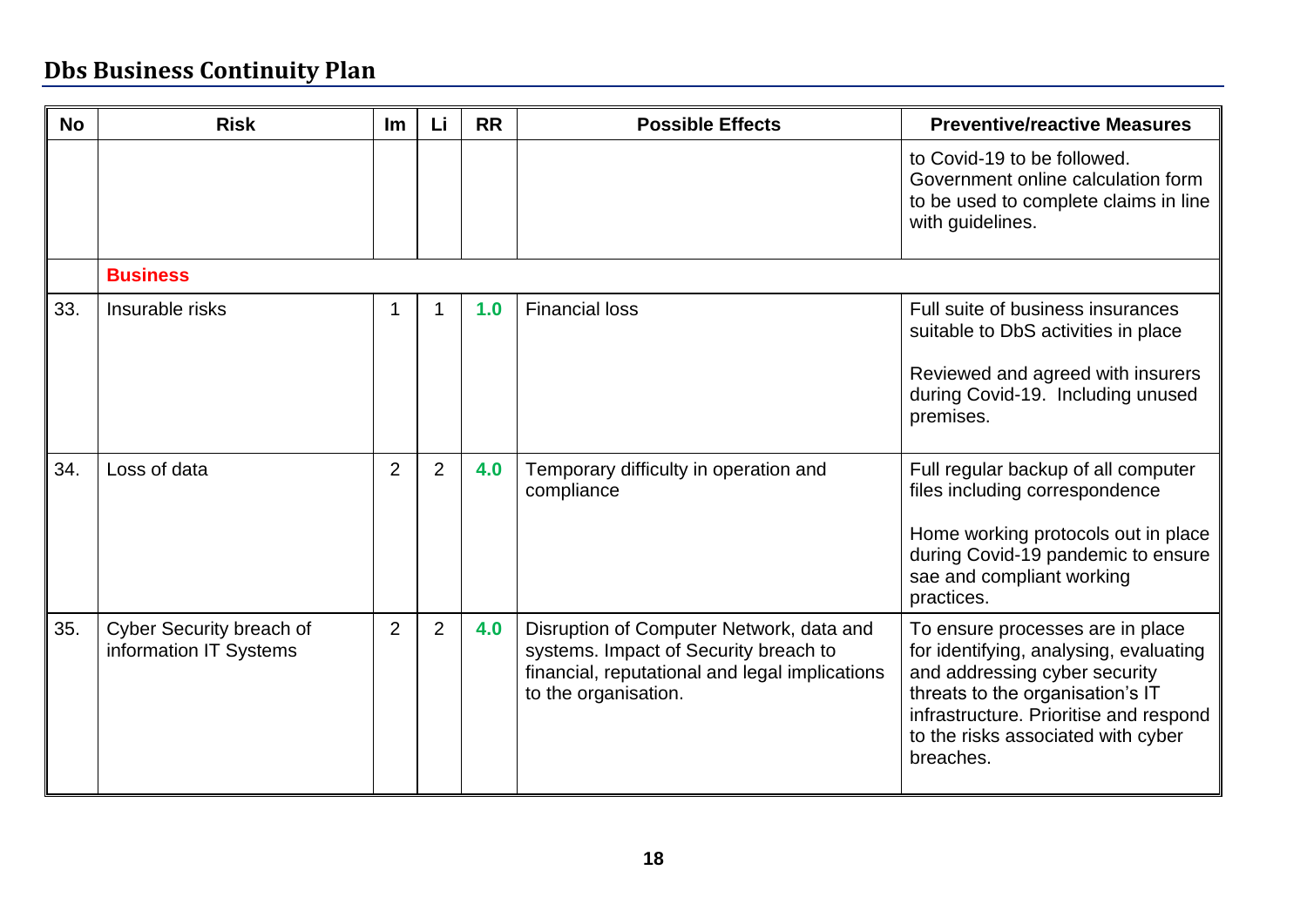## Dbs Business Continuity Plan

| No | Risk | Im | Li | RR | Possible Effects | Preventive/reactive Measures |
|---|---|---|---|---|---|---|
| | | | | | | to Covid-19 to be followed. Government online calculation form to be used to complete claims in line with guidelines. |
| | **Business** | | | | | |
| 33. | Insurable risks | 1 | 1 | **1.0** | Financial loss | Full suite of business insurances suitable to DbS activities in place<br><br>Reviewed and agreed with insurers during Covid-19. Including unused premises. |
| 34. | Loss of data | 2 | 2 | **4.0** | Temporary difficulty in operation and compliance | Full regular backup of all computer files including correspondence<br><br>Home working protocols out in place during Covid-19 pandemic to ensure sae and compliant working practices. |
| 35. | Cyber Security breach of information IT Systems | 2 | 2 | **4.0** | Disruption of Computer Network, data and systems. Impact of Security breach to financial, reputational and legal implications to the organisation. | To ensure processes are in place for identifying, analysing, evaluating and addressing cyber security threats to the organisation's IT infrastructure. Prioritise and respond to the risks associated with cyber breaches. |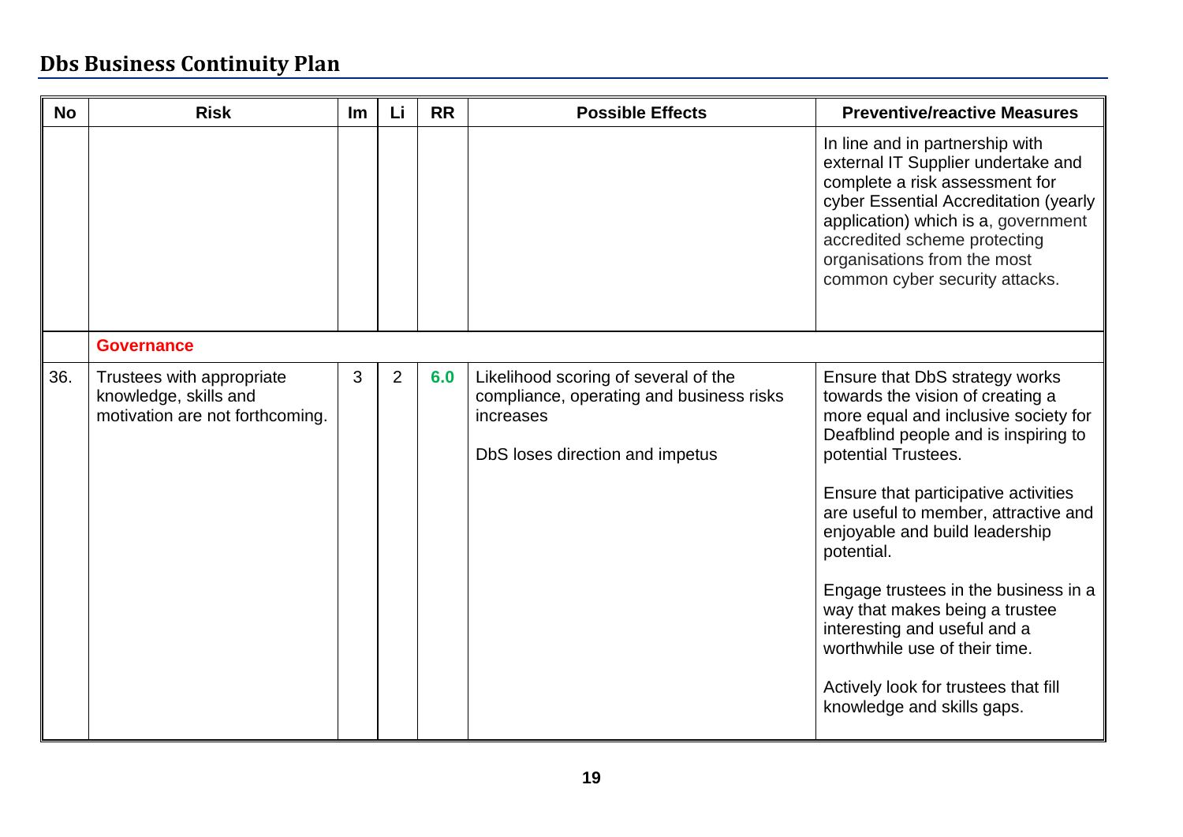| No | Risk | Im | Li | RR | Possible Effects | Preventive/reactive Measures |
|---|---|---|---|---|---|---|
| | | | | | | In line and in partnership with external IT Supplier undertake and complete a risk assessment for cyber Essential Accreditation (yearly application) which is a, government accredited scheme protecting organisations from the most common cyber security attacks. |
| | **Governance** | | | | | |
| 36. | Trustees with appropriate knowledge, skills and motivation are not forthcoming. | 3 | 2 | 6.0 | Likelihood scoring of several of the compliance, operating and business risks increases<br><br>DbS loses direction and impetus | Ensure that DbS strategy works towards the vision of creating a more equal and inclusive society for Deafblind people and is inspiring to potential Trustees.<br><br>Ensure that participative activities are useful to member, attractive and enjoyable and build leadership potential.<br><br>Engage trustees in the business in a way that makes being a trustee interesting and useful and a worthwhile use of their time.<br><br>Actively look for trustees that fill knowledge and skills gaps. |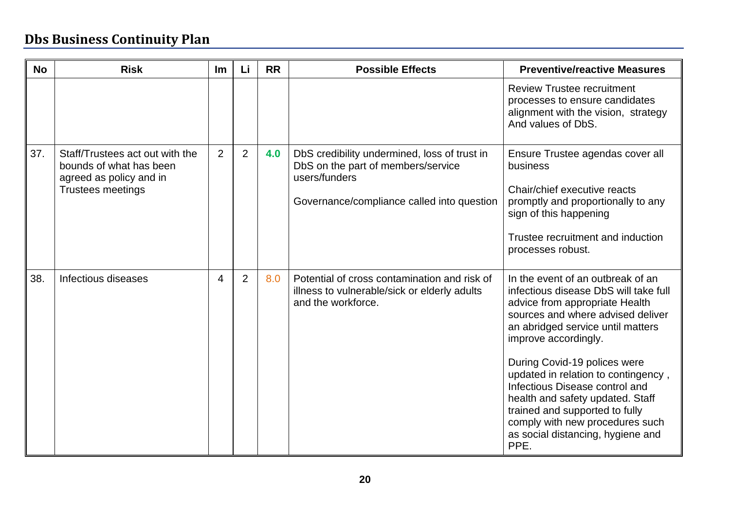## Dbs Business Continuity Plan

| No | Risk | Im | Li | RR | Possible Effects | Preventive/reactive Measures |
|---|---|---|---|---|---|---|
| | | | | | | Review Trustee recruitment processes to ensure candidates alignment with the vision, strategy And values of DbS. |
| 37. | Staff/Trustees act out with the bounds of what has been agreed as policy and in Trustees meetings | 2 | 2 | **4.0** | DbS credibility undermined, loss of trust in DbS on the part of members/service users/funders<br><br>Governance/compliance called into question | Ensure Trustee agendas cover all business<br><br>Chair/chief executive reacts promptly and proportionally to any sign of this happening<br><br>Trustee recruitment and induction processes robust. |
| 38. | Infectious diseases | 4 | 2 | 8.0 | Potential of cross contamination and risk of illness to vulnerable/sick or elderly adults and the workforce. | In the event of an outbreak of an infectious disease DbS will take full advice from appropriate Health sources and where advised deliver an abridged service until matters improve accordingly.<br><br>During Covid-19 polices were updated in relation to contingency , Infectious Disease control and health and safety updated. Staff trained and supported to fully comply with new procedures such as social distancing, hygiene and PPE. |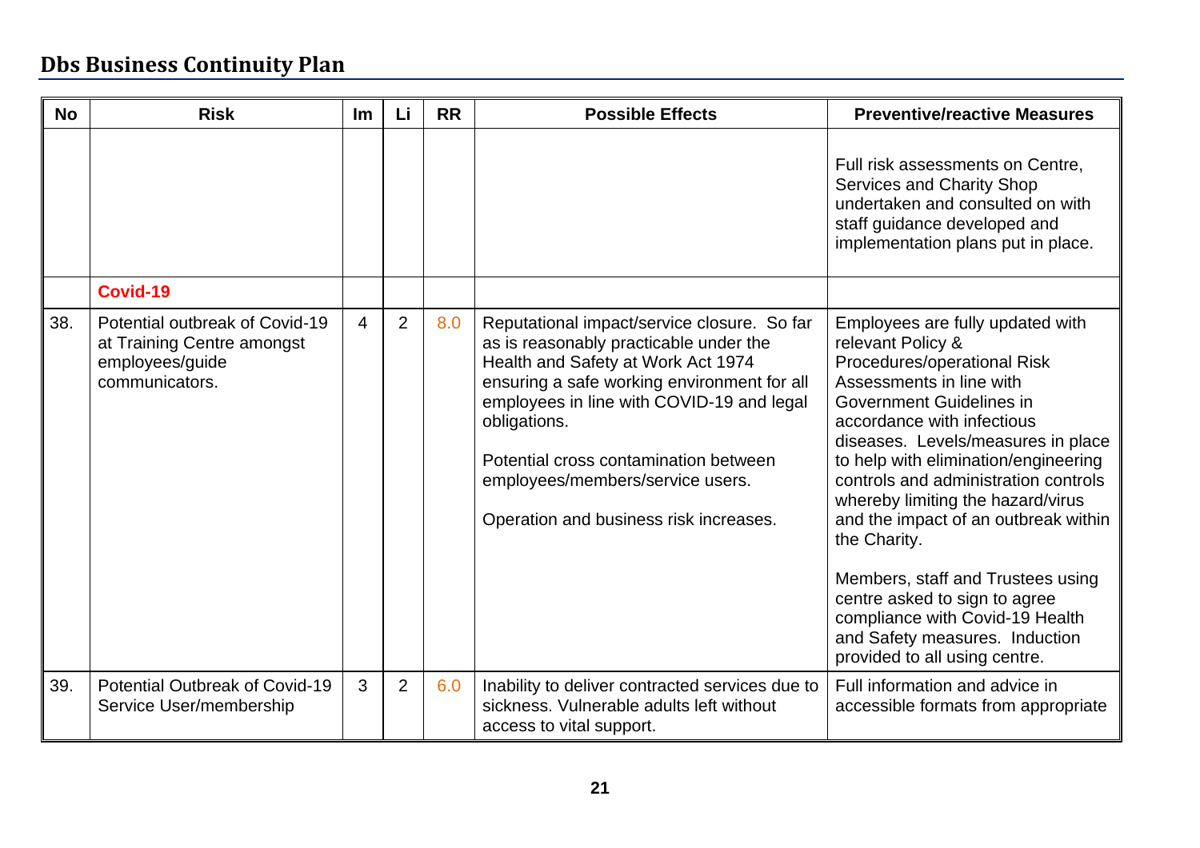## Dbs Business Continuity Plan

| No | Risk | Im | Li | RR | Possible Effects | Preventive/reactive Measures |
|---|---|---|---|---|---|---|
| | | | | | | Full risk assessments on Centre, Services and Charity Shop undertaken and consulted on with staff guidance developed and implementation plans put in place. |
| | **Covid-19** | | | | | |
| 38. | Potential outbreak of Covid-19 at Training Centre amongst employees/guide communicators. | 4 | 2 | 8.0 | Reputational impact/service closure. So far as is reasonably practicable under the Health and Safety at Work Act 1974 ensuring a safe working environment for all employees in line with COVID-19 and legal obligations.<br><br>Potential cross contamination between employees/members/service users.<br><br>Operation and business risk increases. | Employees are fully updated with relevant Policy & Procedures/operational Risk Assessments in line with Government Guidelines in accordance with infectious diseases. Levels/measures in place to help with elimination/engineering controls and administration controls whereby limiting the hazard/virus and the impact of an outbreak within the Charity.<br><br>Members, staff and Trustees using centre asked to sign to agree compliance with Covid-19 Health and Safety measures. Induction provided to all using centre. |
| 39. | Potential Outbreak of Covid-19 Service User/membership | 3 | 2 | 6.0 | Inability to deliver contracted services due to sickness. Vulnerable adults left without access to vital support. | Full information and advice in accessible formats from appropriate |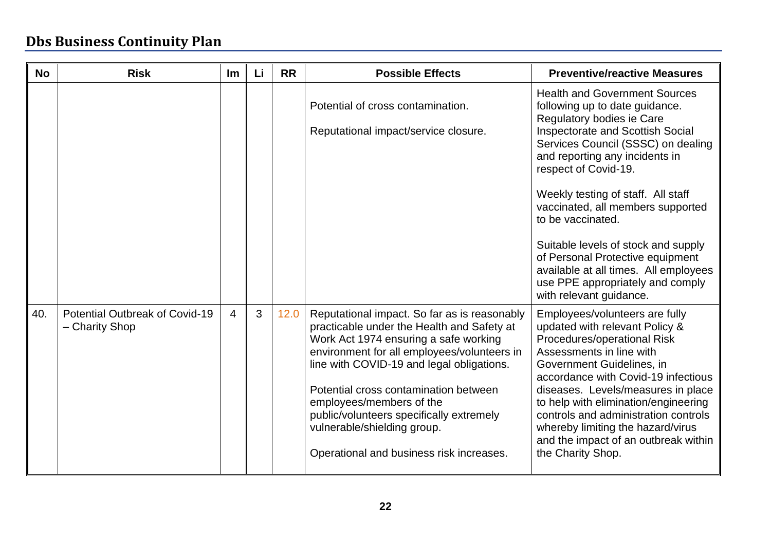## Dbs Business Continuity Plan

| No | Risk | Im | Li | RR | Possible Effects | Preventive/reactive Measures |
|---|---|---|---|---|---|---|
| | | | | | Potential of cross contamination.<br><br>Reputational impact/service closure. | Health and Government Sources following up to date guidance. Regulatory bodies ie Care Inspectorate and Scottish Social Services Council (SSSC) on dealing and reporting any incidents in respect of Covid-19.<br><br>Weekly testing of staff. All staff vaccinated, all members supported to be vaccinated.<br><br>Suitable levels of stock and supply of Personal Protective equipment available at all times. All employees use PPE appropriately and comply with relevant guidance. |
| 40. | Potential Outbreak of Covid-19 – Charity Shop | 4 | 3 | 12.0 | Reputational impact. So far as is reasonably practicable under the Health and Safety at Work Act 1974 ensuring a safe working environment for all employees/volunteers in line with COVID-19 and legal obligations.<br><br>Potential cross contamination between employees/members of the public/volunteers specifically extremely vulnerable/shielding group.<br><br>Operational and business risk increases. | Employees/volunteers are fully updated with relevant Policy & Procedures/operational Risk Assessments in line with Government Guidelines, in accordance with Covid-19 infectious diseases. Levels/measures in place to help with elimination/engineering controls and administration controls whereby limiting the hazard/virus and the impact of an outbreak within the Charity Shop. |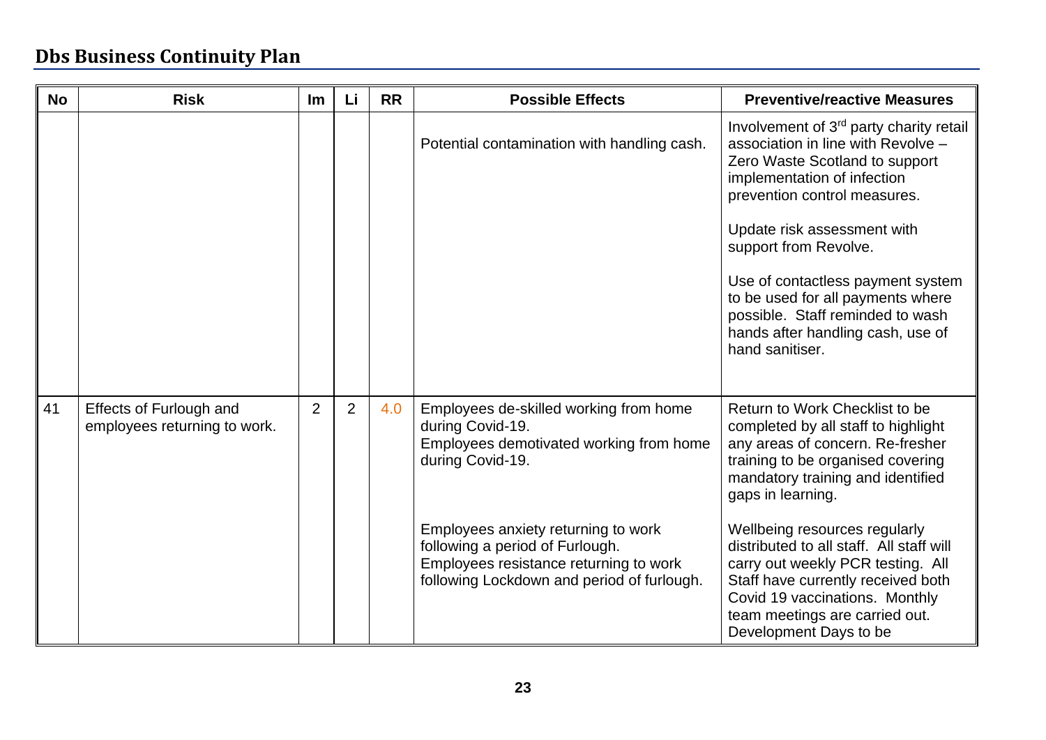## Dbs Business Continuity Plan

| No | Risk | Im | Li | RR | Possible Effects | Preventive/reactive Measures |
|---|---|---|---|---|---|---|
| | | | | | Potential contamination with handling cash. | Involvement of 3rd party charity retail association in line with Revolve – Zero Waste Scotland to support implementation of infection prevention control measures.<br><br>Update risk assessment with support from Revolve.<br><br>Use of contactless payment system to be used for all payments where possible. Staff reminded to wash hands after handling cash, use of hand sanitiser. |
| 41 | Effects of Furlough and employees returning to work. | 2 | 2 | 4.0 | Employees de-skilled working from home during Covid-19.<br>Employees demotivated working from home during Covid-19.<br><br>Employees anxiety returning to work following a period of Furlough.<br>Employees resistance returning to work following Lockdown and period of furlough. | Return to Work Checklist to be completed by all staff to highlight any areas of concern. Re-fresher training to be organised covering mandatory training and identified gaps in learning.<br><br>Wellbeing resources regularly distributed to all staff. All staff will carry out weekly PCR testing. All Staff have currently received both Covid 19 vaccinations. Monthly team meetings are carried out. Development Days to be |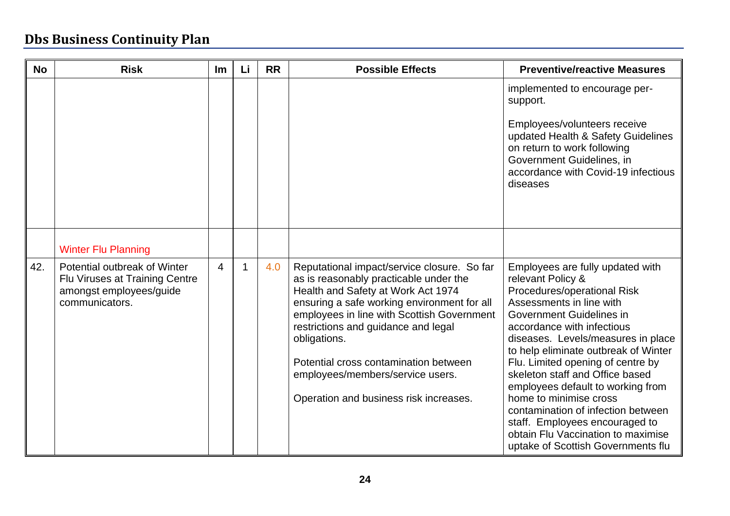## Dbs Business Continuity Plan

| No | Risk | Im | Li | RR | Possible Effects | Preventive/reactive Measures |
|---|---|---|---|---|---|---|
| | | | | | | implemented to encourage per-support.<br><br>Employees/volunteers receive updated Health & Safety Guidelines on return to work following Government Guidelines, in accordance with Covid-19 infectious diseases |
| | Winter Flu Planning | | | | | |
| 42. | Potential outbreak of Winter Flu Viruses at Training Centre amongst employees/guide communicators. | 4 | 1 | 4.0 | Reputational impact/service closure. So far as is reasonably practicable under the Health and Safety at Work Act 1974 ensuring a safe working environment for all employees in line with Scottish Government restrictions and guidance and legal obligations.<br><br>Potential cross contamination between employees/members/service users.<br><br>Operation and business risk increases. | Employees are fully updated with relevant Policy & Procedures/operational Risk Assessments in line with Government Guidelines in accordance with infectious diseases. Levels/measures in place to help eliminate outbreak of Winter Flu. Limited opening of centre by skeleton staff and Office based employees default to working from home to minimise cross contamination of infection between staff. Employees encouraged to obtain Flu Vaccination to maximise uptake of Scottish Governments flu |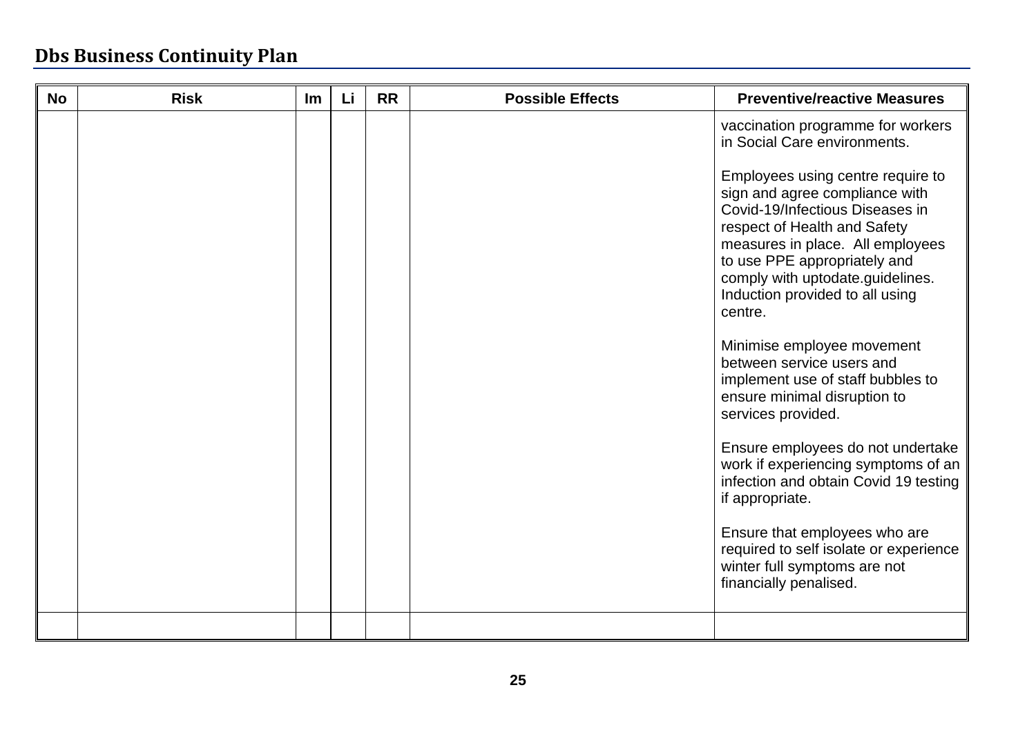| No | Risk | Im | Li | RR | Possible Effects | Preventive/reactive Measures |
|---|---|---|---|---|---|---|
| | | | | | | vaccination programme for workers in Social Care environments.<br><br>Employees using centre require to sign and agree compliance with Covid-19/Infectious Diseases in respect of Health and Safety measures in place. All employees to use PPE appropriately and comply with uptodate.guidelines. Induction provided to all using centre.<br><br>Minimise employee movement between service users and implement use of staff bubbles to ensure minimal disruption to services provided.<br><br>Ensure employees do not undertake work if experiencing symptoms of an infection and obtain Covid 19 testing if appropriate.<br><br>Ensure that employees who are required to self isolate or experience winter full symptoms are not financially penalised. |
| | | | | | | |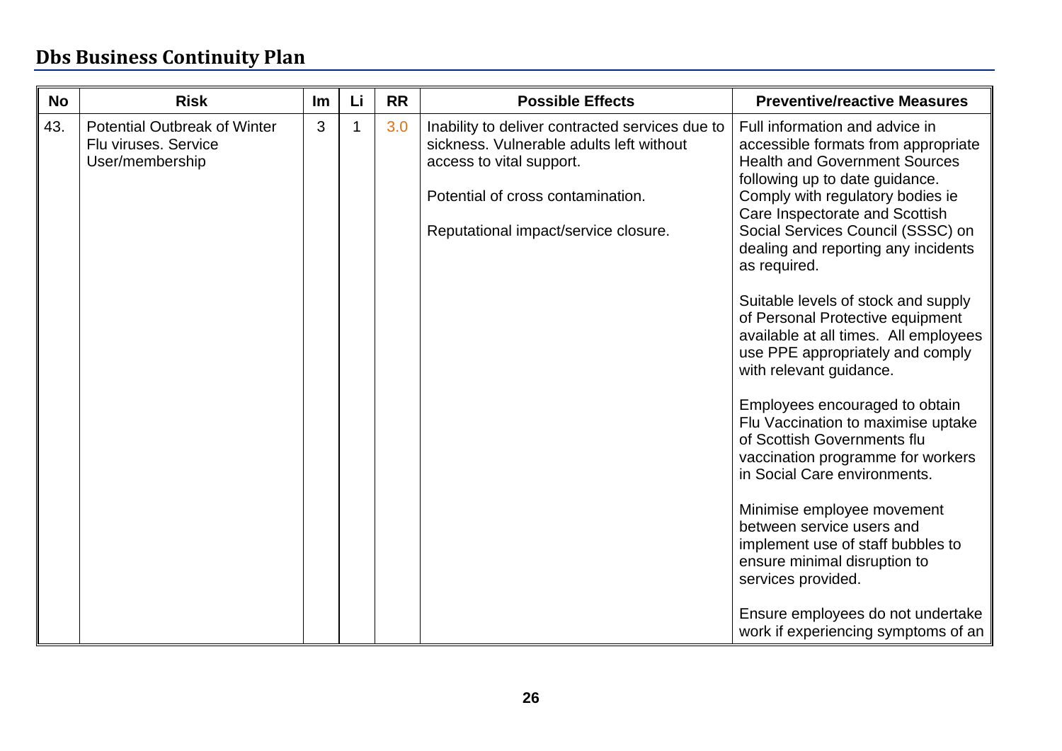## Dbs Business Continuity Plan

| No | Risk | Im | Li | RR | Possible Effects | Preventive/reactive Measures |
|---|---|---|---|---|---|---|
| 43. | Potential Outbreak of Winter Flu viruses. Service User/membership | 3 | 1 | 3.0 | Inability to deliver contracted services due to sickness. Vulnerable adults left without access to vital support.<br><br>Potential of cross contamination.<br><br>Reputational impact/service closure. | Full information and advice in accessible formats from appropriate Health and Government Sources following up to date guidance. Comply with regulatory bodies ie Care Inspectorate and Scottish Social Services Council (SSSC) on dealing and reporting any incidents as required.<br><br>Suitable levels of stock and supply of Personal Protective equipment available at all times. All employees use PPE appropriately and comply with relevant guidance.<br><br>Employees encouraged to obtain Flu Vaccination to maximise uptake of Scottish Governments flu vaccination programme for workers in Social Care environments.<br><br>Minimise employee movement between service users and implement use of staff bubbles to ensure minimal disruption to services provided.<br><br>Ensure employees do not undertake work if experiencing symptoms of an |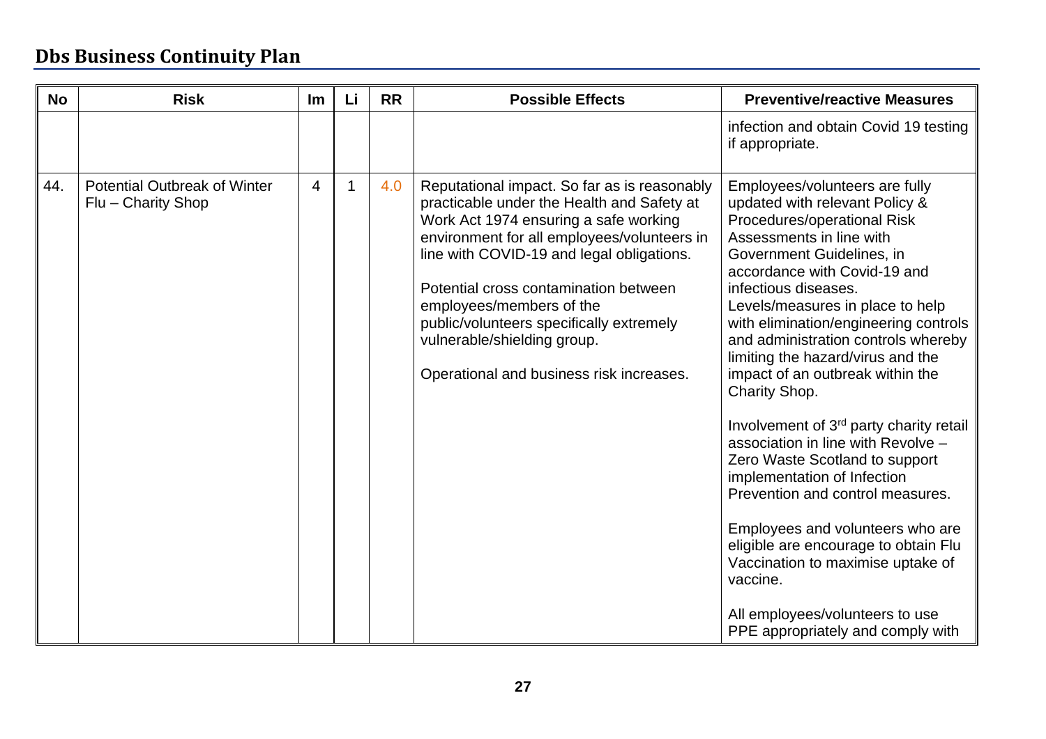| No | Risk | Im | Li | RR | Possible Effects | Preventive/reactive Measures |
|---|---|---|---|---|---|---|
| | | | | | | infection and obtain Covid 19 testing if appropriate. |
| 44. | Potential Outbreak of Winter Flu – Charity Shop | 4 | 1 | 4.0 | Reputational impact. So far as is reasonably practicable under the Health and Safety at Work Act 1974 ensuring a safe working environment for all employees/volunteers in line with COVID-19 and legal obligations.<br><br>Potential cross contamination between employees/members of the public/volunteers specifically extremely vulnerable/shielding group.<br><br>Operational and business risk increases. | Employees/volunteers are fully updated with relevant Policy & Procedures/operational Risk Assessments in line with Government Guidelines, in accordance with Covid-19 and infectious diseases.<br>Levels/measures in place to help with elimination/engineering controls and administration controls whereby limiting the hazard/virus and the impact of an outbreak within the Charity Shop.<br><br>Involvement of 3rd party charity retail association in line with Revolve – Zero Waste Scotland to support implementation of Infection Prevention and control measures.<br><br>Employees and volunteers who are eligible are encourage to obtain Flu Vaccination to maximise uptake of vaccine.<br><br>All employees/volunteers to use PPE appropriately and comply with |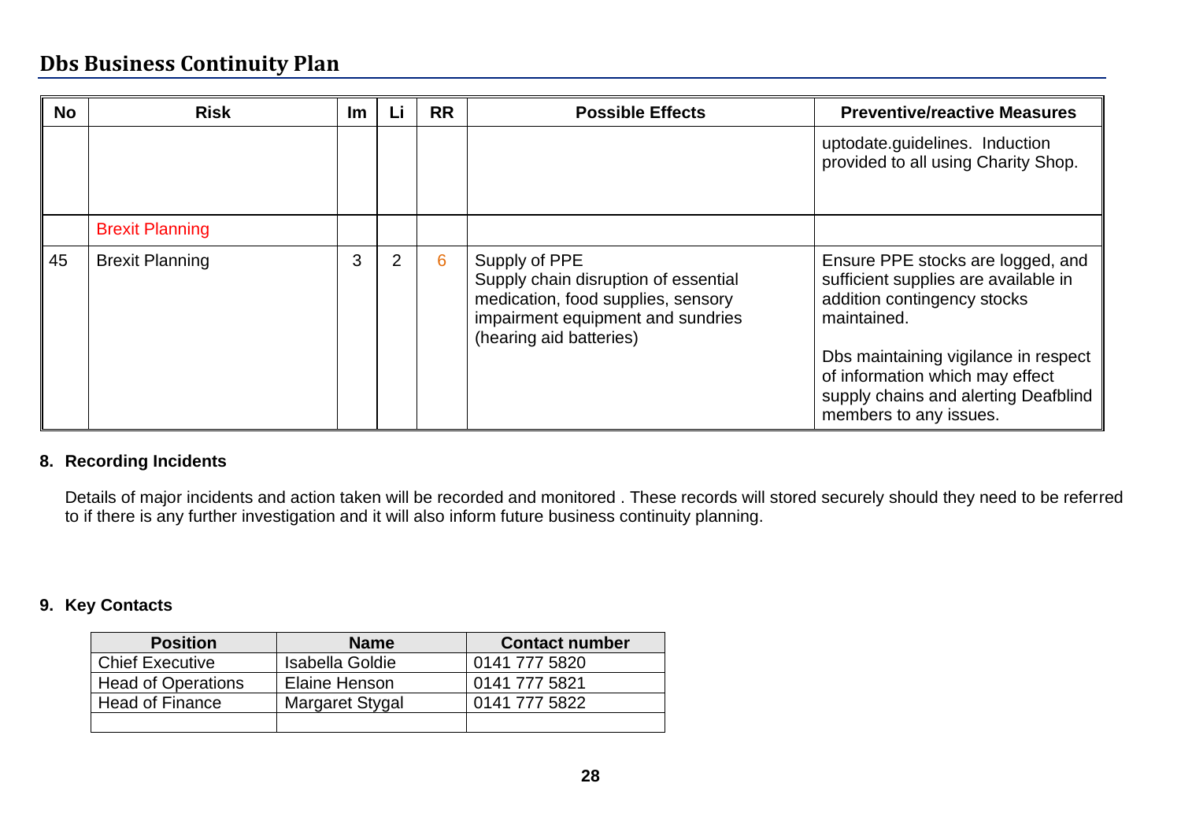| No | Risk | Im | Li | RR | Possible Effects | Preventive/reactive Measures |
|---|---|---|---|---|---|---|
| | | | | | | uptodate.guidelines. Induction provided to all using Charity Shop. |
| | Brexit Planning | | | | | |
| 45 | Brexit Planning | 3 | 2 | 6 | Supply of PPE<br>Supply chain disruption of essential medication, food supplies, sensory impairment equipment and sundries (hearing aid batteries) | Ensure PPE stocks are logged, and sufficient supplies are available in addition contingency stocks maintained.<br><br>Dbs maintaining vigilance in respect of information which may effect supply chains and alerting Deafblind members to any issues. |

**8. Recording Incidents**

Details of major incidents and action taken will be recorded and monitored . These records will stored securely should they need to be referred to if there is any further investigation and it will also inform future business continuity planning.

**9. Key Contacts**

| Position | Name | Contact number |
|---|---|---|
| Chief Executive | Isabella Goldie | 0141 777 5820 |
| Head of Operations | Elaine Henson | 0141 777 5821 |
| Head of Finance | Margaret Stygal | 0141 777 5822 |
| | | |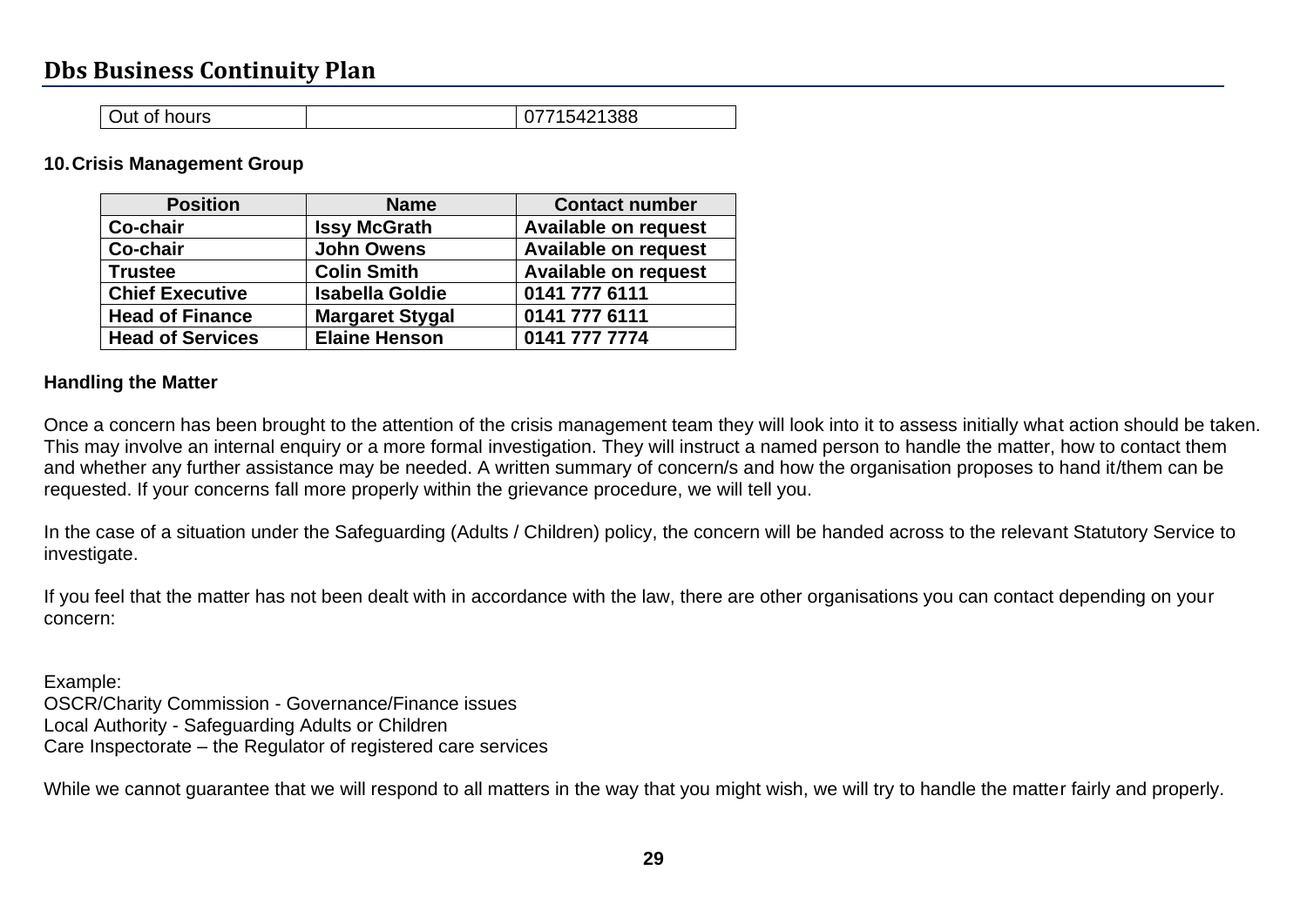| | | |
|---|---|---|
| Out of hours | | 07715421388 |

**10. Crisis Management Group**

| Position | Name | Contact number |
|---|---|---|
| **Co-chair** | **Issy McGrath** | **Available on request** |
| **Co-chair** | **John Owens** | **Available on request** |
| **Trustee** | **Colin Smith** | **Available on request** |
| **Chief Executive** | **Isabella Goldie** | **0141 777 6111** |
| **Head of Finance** | **Margaret Stygal** | **0141 777 6111** |
| **Head of Services** | **Elaine Henson** | **0141 777 7774** |

**Handling the Matter**

Once a concern has been brought to the attention of the crisis management team they will look into it to assess initially what action should be taken. This may involve an internal enquiry or a more formal investigation. They will instruct a named person to handle the matter, how to contact them and whether any further assistance may be needed. A written summary of concern/s and how the organisation proposes to hand it/them can be requested. If your concerns fall more properly within the grievance procedure, we will tell you.

In the case of a situation under the Safeguarding (Adults / Children) policy, the concern will be handed across to the relevant Statutory Service to investigate.

If you feel that the matter has not been dealt with in accordance with the law, there are other organisations you can contact depending on your concern:

Example:
OSCR/Charity Commission - Governance/Finance issues
Local Authority - Safeguarding Adults or Children
Care Inspectorate – the Regulator of registered care services

While we cannot guarantee that we will respond to all matters in the way that you might wish, we will try to handle the matter fairly and properly.